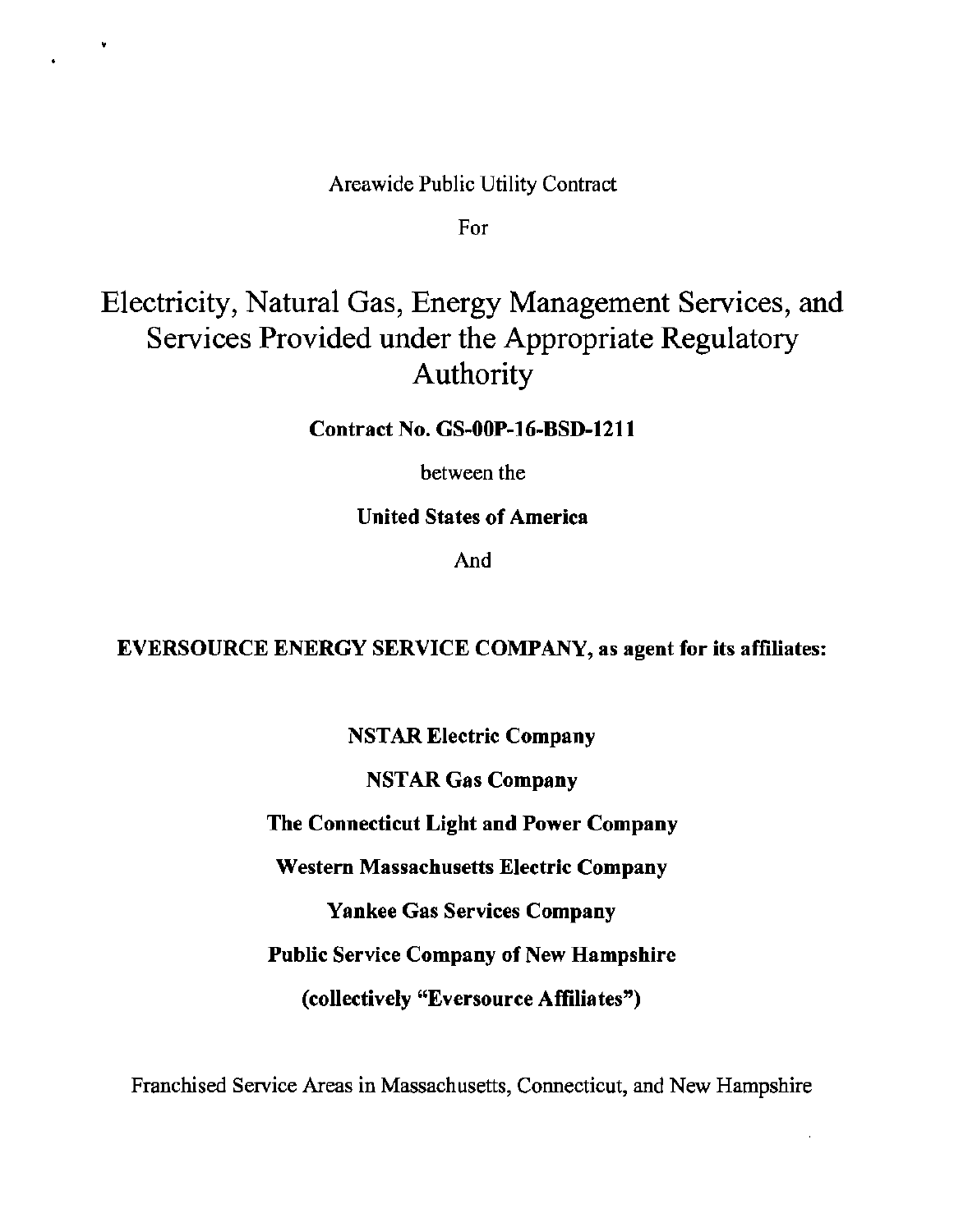Areawide Public Utility Contract

For

# Electricity, Natural Gas, Energy Management Services, and Services Provided under the Appropriate Regulatory Authority

**Contract No. GS-00P-16-BSD-1211**

between the

**United States of America**

And

**EVERSOURCE ENERGY SERVICE COMPANY, as agent for its affiliates:**

**NSTAR Electric Company**

**NSTAR Gas Company**

**The Connecticut Light and Power Company**

**Western Massachusetts Electric Company**

**Yankee Gas Services Company**

**Public Service Company of New Hampshire**

**(collectively "Eversource Affiliates")**

Franchised Service Areas in Massachusetts, Connecticut, and New Hampshire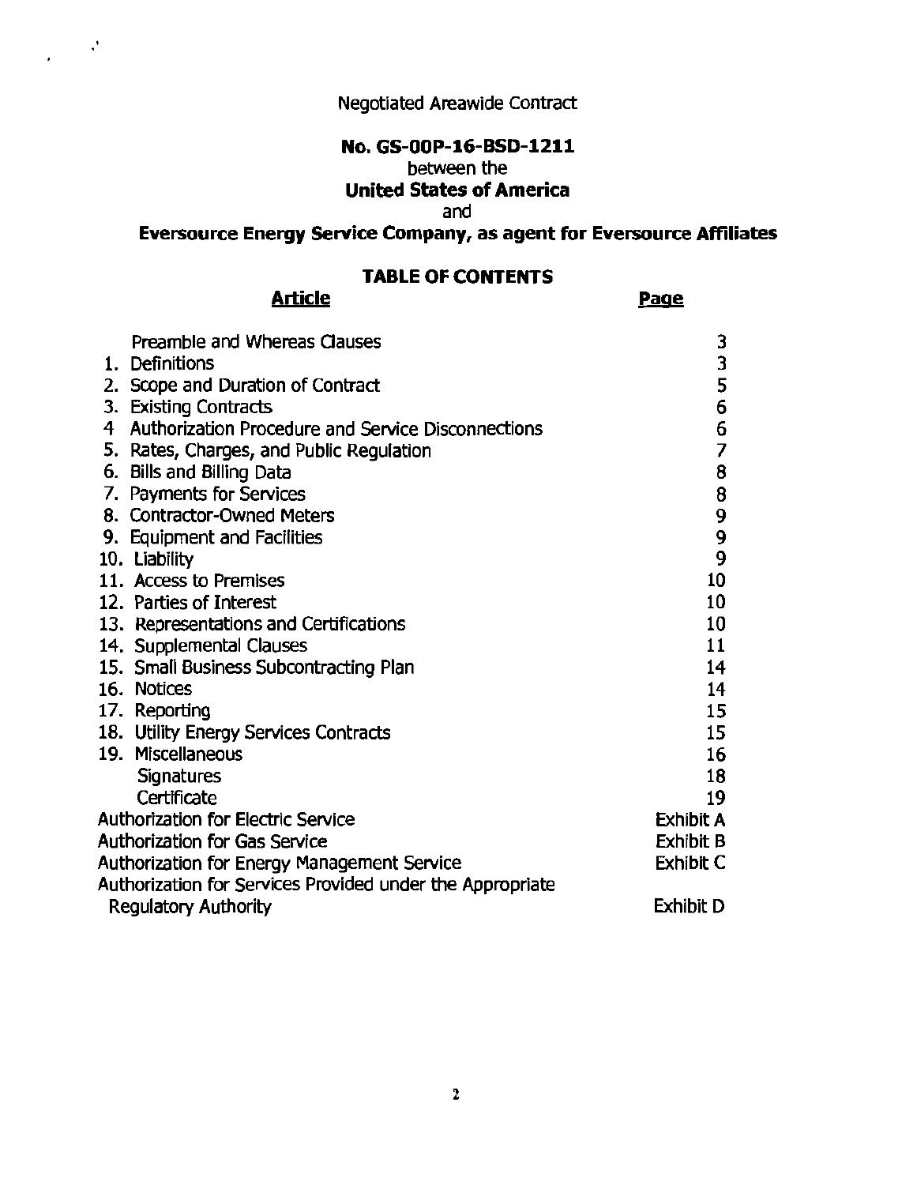Negotiated Areawide Contract

**No. GS-00P-16-BSD-1211**
between the
**United States of America**
and
**Eversource Energy Service Company, as agent for Eversource Affiliates**

## TABLE OF CONTENTS

| Article | Page |
|---|---|
| Preamble and Whereas Clauses | 3 |
| 1. Definitions | 3 |
| 2. Scope and Duration of Contract | 5 |
| 3. Existing Contracts | 6 |
| 4 Authorization Procedure and Service Disconnections | 6 |
| 5. Rates, Charges, and Public Regulation | 7 |
| 6. Bills and Billing Data | 8 |
| 7. Payments for Services | 8 |
| 8. Contractor-Owned Meters | 9 |
| 9. Equipment and Facilities | 9 |
| 10. Liability | 9 |
| 11. Access to Premises | 10 |
| 12. Parties of Interest | 10 |
| 13. Representations and Certifications | 10 |
| 14. Supplemental Clauses | 11 |
| 15. Small Business Subcontracting Plan | 14 |
| 16. Notices | 14 |
| 17. Reporting | 15 |
| 18. Utility Energy Services Contracts | 15 |
| 19. Miscellaneous | 16 |
| Signatures | 18 |
| Certificate | 19 |
| Authorization for Electric Service | Exhibit A |
| Authorization for Gas Service | Exhibit B |
| Authorization for Energy Management Service | Exhibit C |
| Authorization for Services Provided under the Appropriate Regulatory Authority | Exhibit D |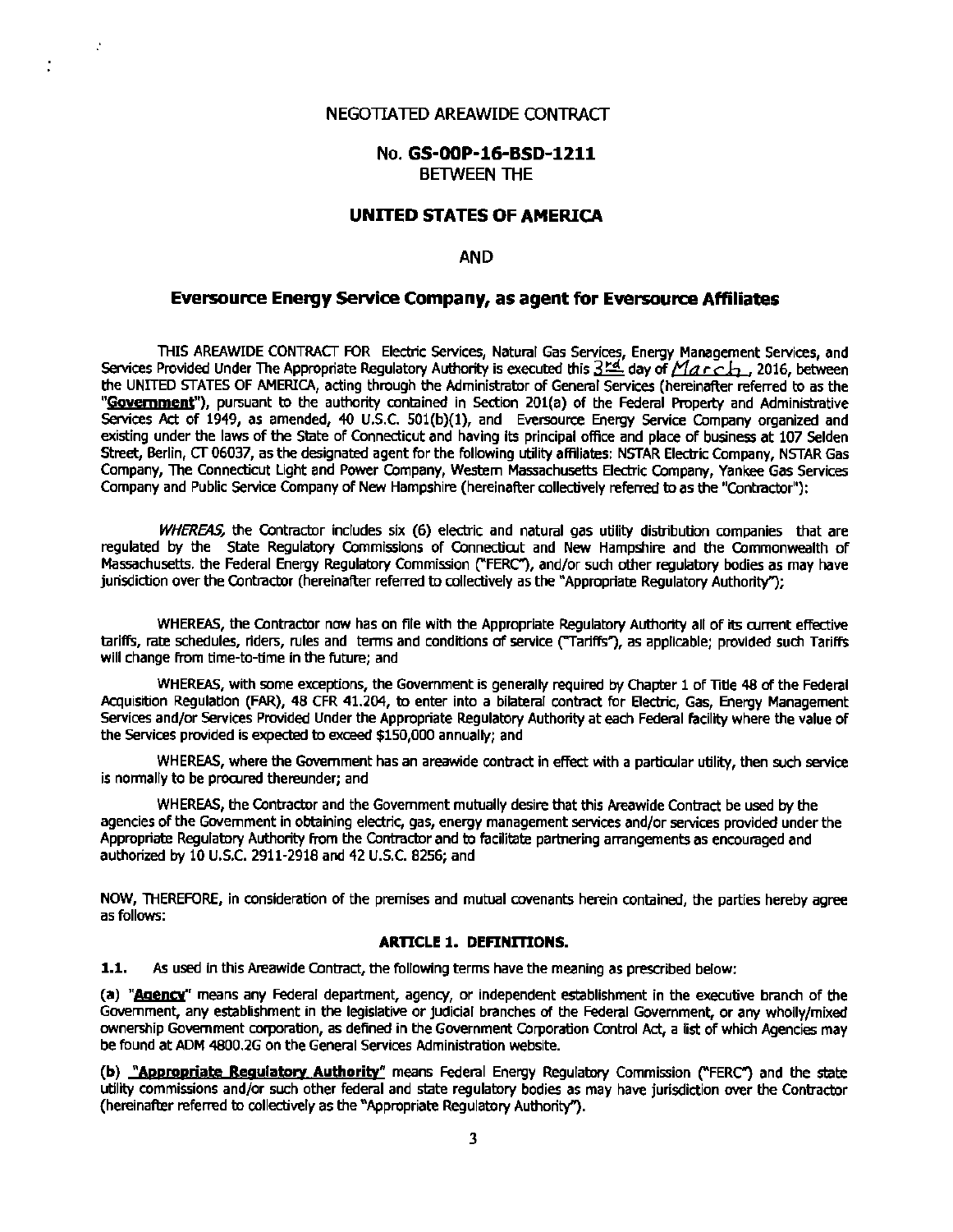NEGOTIATED AREAWIDE CONTRACT

No. **GS-00P-16-BSD-1211**
BETWEEN THE

**UNITED STATES OF AMERICA**

AND

**Eversource Energy Service Company, as agent for Eversource Affiliates**

THIS AREAWIDE CONTRACT FOR Electric Services, Natural Gas Services, Energy Management Services, and Services Provided Under The Appropriate Regulatory Authority is executed this 3rd day of March, 2016, between the UNITED STATES OF AMERICA, acting through the Administrator of General Services (hereinafter referred to as the "**Government**"), pursuant to the authority contained in Section 201(a) of the Federal Property and Administrative Services Act of 1949, as amended, 40 U.S.C. 501(b)(1), and Eversource Energy Service Company organized and existing under the laws of the State of Connecticut and having its principal office and place of business at 107 Selden Street, Berlin, CT 06037, as the designated agent for the following utility affiliates: NSTAR Electric Company, NSTAR Gas Company, The Connecticut Light and Power Company, Western Massachusetts Electric Company, Yankee Gas Services Company and Public Service Company of New Hampshire (hereinafter collectively referred to as the "Contractor"):

*WHEREAS,* the Contractor includes six (6) electric and natural gas utility distribution companies that are regulated by the State Regulatory Commissions of Connecticut and New Hampshire and the Commonwealth of Massachusetts, the Federal Energy Regulatory Commission ("FERC"), and/or such other regulatory bodies as may have jurisdiction over the Contractor (hereinafter referred to collectively as the "Appropriate Regulatory Authority");

WHEREAS, the Contractor now has on file with the Appropriate Regulatory Authority all of its current effective tariffs, rate schedules, riders, rules and terms and conditions of service ("Tariffs"), as applicable; provided such Tariffs will change from time-to-time in the future; and

WHEREAS, with some exceptions, the Government is generally required by Chapter 1 of Title 48 of the Federal Acquisition Regulation (FAR), 48 CFR 41.204, to enter into a bilateral contract for Electric, Gas, Energy Management Services and/or Services Provided Under the Appropriate Regulatory Authority at each Federal facility where the value of the Services provided is expected to exceed $150,000 annually; and

WHEREAS, where the Government has an areawide contract in effect with a particular utility, then such service is normally to be procured thereunder; and

WHEREAS, the Contractor and the Government mutually desire that this Areawide Contract be used by the agencies of the Government in obtaining electric, gas, energy management services and/or services provided under the Appropriate Regulatory Authority from the Contractor and to facilitate partnering arrangements as encouraged and authorized by 10 U.S.C. 2911-2918 and 42 U.S.C. 8256; and

NOW, THEREFORE, in consideration of the premises and mutual covenants herein contained, the parties hereby agree as follows:

**ARTICLE 1. DEFINITIONS.**

**1.1.** As used in this Areawide Contract, the following terms have the meaning as prescribed below:

**(a)** "**Agency**" means any Federal department, agency, or independent establishment in the executive branch of the Government, any establishment in the legislative or judicial branches of the Federal Government, or any wholly/mixed ownership Government corporation, as defined in the Government Corporation Control Act, a list of which Agencies may be found at ADM 4800.2G on the General Services Administration website.

**(b)** "**Appropriate Regulatory Authority**" means Federal Energy Regulatory Commission ("FERC") and the state utility commissions and/or such other federal and state regulatory bodies as may have jurisdiction over the Contractor (hereinafter referred to collectively as the "Appropriate Regulatory Authority").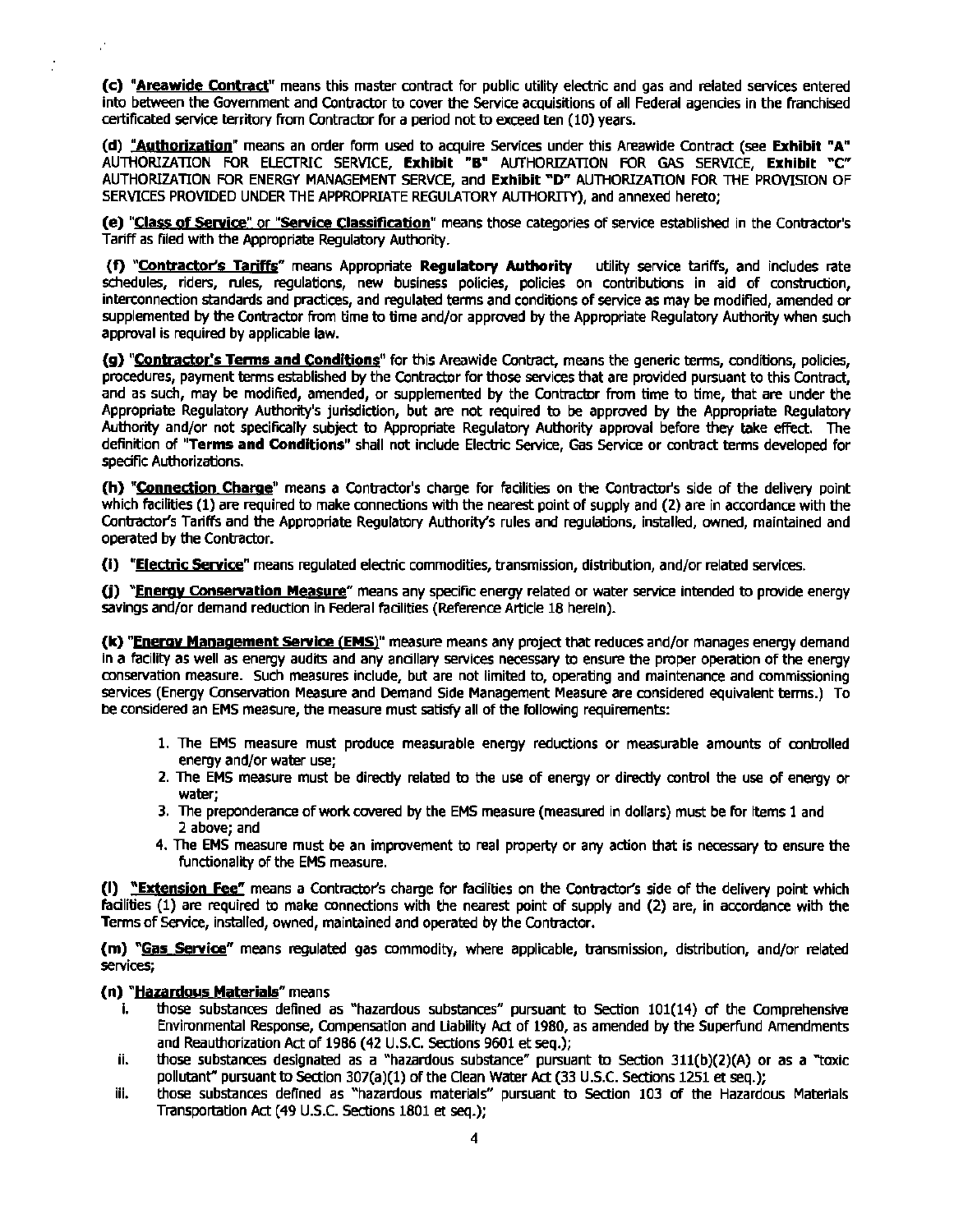(c) "**Areawide Contract**" means this master contract for public utility electric and gas and related services entered into between the Government and Contractor to cover the Service acquisitions of all Federal agencies in the franchised certificated service territory from Contractor for a period not to exceed ten (10) years.

(d) "**Authorization**" means an order form used to acquire Services under this Areawide Contract (see **Exhibit "A"** AUTHORIZATION FOR ELECTRIC SERVICE, **Exhibit "B"** AUTHORIZATION FOR GAS SERVICE, **Exhibit "C"** AUTHORIZATION FOR ENERGY MANAGEMENT SERVCE, and **Exhibit "D"** AUTHORIZATION FOR THE PROVISION OF SERVICES PROVIDED UNDER THE APPROPRIATE REGULATORY AUTHORITY), and annexed hereto;

(e) "**Class of Service**" or "**Service Classification**" means those categories of service established in the Contractor's Tariff as filed with the Appropriate Regulatory Authority.

(f) "**Contractor's Tariffs**" means Appropriate **Regulatory Authority** utility service tariffs, and includes rate schedules, riders, rules, regulations, new business policies, policies on contributions in aid of construction, interconnection standards and practices, and regulated terms and conditions of service as may be modified, amended or supplemented by the Contractor from time to time and/or approved by the Appropriate Regulatory Authority when such approval is required by applicable law.

(g) "**Contractor's Terms and Conditions**" for this Areawide Contract, means the generic terms, conditions, policies, procedures, payment terms established by the Contractor for those services that are provided pursuant to this Contract, and as such, may be modified, amended, or supplemented by the Contractor from time to time, that are under the Appropriate Regulatory Authority's jurisdiction, but are not required to be approved by the Appropriate Regulatory Authority and/or not specifically subject to Appropriate Regulatory Authority approval before they take effect. The definition of "**Terms and Conditions**" shall not include Electric Service, Gas Service or contract terms developed for specific Authorizations.

(h) "**Connection Charge**" means a Contractor's charge for facilities on the Contractor's side of the delivery point which facilities (1) are required to make connections with the nearest point of supply and (2) are in accordance with the Contractor's Tariffs and the Appropriate Regulatory Authority's rules and regulations, installed, owned, maintained and operated by the Contractor.

(i) "**Electric Service**" means regulated electric commodities, transmission, distribution, and/or related services.

(j) "**Energy Conservation Measure**" means any specific energy related or water service intended to provide energy savings and/or demand reduction in Federal facilities (Reference Article 18 herein).

(k) "**Energy Management Service (EMS)**" measure means any project that reduces and/or manages energy demand in a facility as well as energy audits and any ancillary services necessary to ensure the proper operation of the energy conservation measure. Such measures include, but are not limited to, operating and maintenance and commissioning services (Energy Conservation Measure and Demand Side Management Measure are considered equivalent terms.) To be considered an EMS measure, the measure must satisfy all of the following requirements:

1. The EMS measure must produce measurable energy reductions or measurable amounts of controlled energy and/or water use;
2. The EMS measure must be directly related to the use of energy or directly control the use of energy or water;
3. The preponderance of work covered by the EMS measure (measured in dollars) must be for items 1 and 2 above; and
4. The EMS measure must be an improvement to real property or any action that is necessary to ensure the functionality of the EMS measure.

(l) "**Extension Fee**" means a Contractor's charge for facilities on the Contractor's side of the delivery point which facilities (1) are required to make connections with the nearest point of supply and (2) are, in accordance with the Terms of Service, installed, owned, maintained and operated by the Contractor.

(m) "**Gas Service**" means regulated gas commodity, where applicable, transmission, distribution, and/or related services;

(n) "**Hazardous Materials**" means

i. those substances defined as "hazardous substances" pursuant to Section 101(14) of the Comprehensive Environmental Response, Compensation and Liability Act of 1980, as amended by the Superfund Amendments and Reauthorization Act of 1986 (42 U.S.C. Sections 9601 et seq.);

ii. those substances designated as a "hazardous substance" pursuant to Section 311(b)(2)(A) or as a "toxic pollutant" pursuant to Section 307(a)(1) of the Clean Water Act (33 U.S.C. Sections 1251 et seq.);

iii. those substances defined as "hazardous materials" pursuant to Section 103 of the Hazardous Materials Transportation Act (49 U.S.C. Sections 1801 et seq.);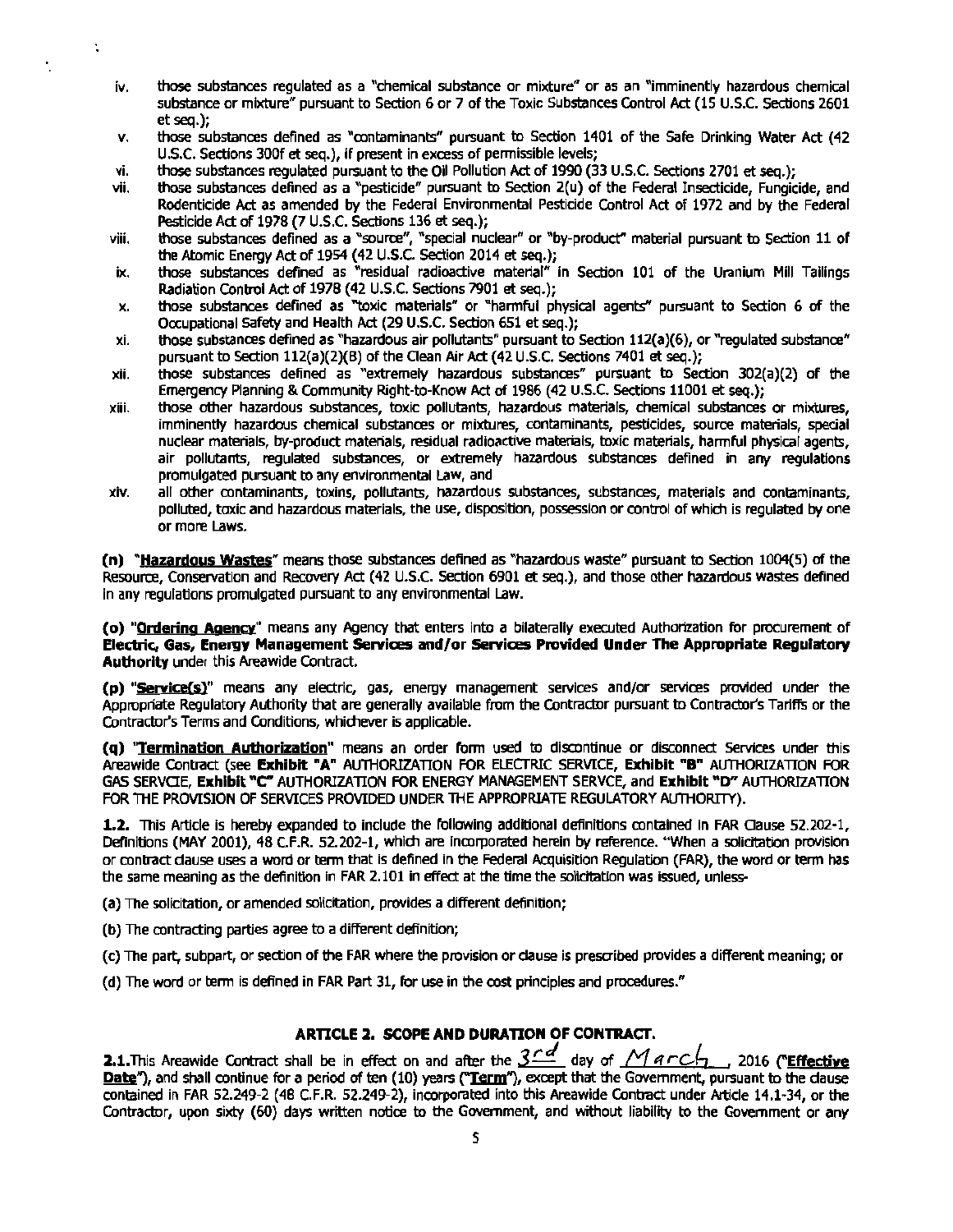iv. those substances regulated as a "chemical substance or mixture" or as an "imminently hazardous chemical substance or mixture" pursuant to Section 6 or 7 of the Toxic Substances Control Act (15 U.S.C. Sections 2601 et seq.);

v. those substances defined as "contaminants" pursuant to Section 1401 of the Safe Drinking Water Act (42 U.S.C. Sections 300f et seq.), if present in excess of permissible levels;

vi. those substances regulated pursuant to the Oil Pollution Act of 1990 (33 U.S.C. Sections 2701 et seq.);

vii. those substances defined as a "pesticide" pursuant to Section 2(u) of the Federal Insecticide, Fungicide, and Rodenticide Act as amended by the Federal Environmental Pesticide Control Act of 1972 and by the Federal Pesticide Act of 1978 (7 U.S.C. Sections 136 et seq.);

viii. those substances defined as a "source", "special nuclear" or "by-product" material pursuant to Section 11 of the Atomic Energy Act of 1954 (42 U.S.C. Section 2014 et seq.);

ix. those substances defined as "residual radioactive material" in Section 101 of the Uranium Mill Tailings Radiation Control Act of 1978 (42 U.S.C. Sections 7901 et seq.);

x. those substances defined as "toxic materials" or "harmful physical agents" pursuant to Section 6 of the Occupational Safety and Health Act (29 U.S.C. Section 651 et seq.);

xi. those substances defined as "hazardous air pollutants" pursuant to Section 112(a)(6), or "regulated substance" pursuant to Section 112(a)(2)(B) of the Clean Air Act (42 U.S.C. Sections 7401 et seq.);

xii. those substances defined as "extremely hazardous substances" pursuant to Section 302(a)(2) of the Emergency Planning & Community Right-to-Know Act of 1986 (42 U.S.C. Sections 11001 et seq.);

xiii. those other hazardous substances, toxic pollutants, hazardous materials, chemical substances or mixtures, imminently hazardous chemical substances or mixtures, contaminants, pesticides, source materials, special nuclear materials, by-product materials, residual radioactive materials, toxic materials, harmful physical agents, air pollutants, regulated substances, or extremely hazardous substances defined in any regulations promulgated pursuant to any environmental Law, and

xiv. all other contaminants, toxins, pollutants, hazardous substances, substances, materials and contaminants, polluted, toxic and hazardous materials, the use, disposition, possession or control of which is regulated by one or more Laws.

**(n)** "**Hazardous Wastes**" means those substances defined as "hazardous waste" pursuant to Section 1004(5) of the Resource, Conservation and Recovery Act (42 U.S.C. Section 6901 et seq.), and those other hazardous wastes defined in any regulations promulgated pursuant to any environmental Law.

**(o)** "**Ordering Agency**" means any Agency that enters into a bilaterally executed Authorization for procurement of **Electric, Gas, Energy Management Services and/or Services Provided Under The Appropriate Regulatory Authority** under this Areawide Contract.

**(p)** "**Service(s)**" means any electric, gas, energy management services and/or services provided under the Appropriate Regulatory Authority that are generally available from the Contractor pursuant to Contractor's Tariffs or the Contractor's Terms and Conditions, whichever is applicable.

**(q)** "**Termination Authorization**" means an order form used to discontinue or disconnect Services under this Areawide Contract (see **Exhibit "A"** AUTHORIZATION FOR ELECTRIC SERVICE, **Exhibit "B"** AUTHORIZATION FOR GAS SERVCIE, **Exhibit "C"** AUTHORIZATION FOR ENERGY MANAGEMENT SERVCE, and **Exhibit "D"** AUTHORIZATION FOR THE PROVISION OF SERVICES PROVIDED UNDER THE APPROPRIATE REGULATORY AUTHORITY).

**1.2.** This Article is hereby expanded to include the following additional definitions contained in FAR Clause 52.202-1, Definitions (MAY 2001), 48 C.F.R. 52.202-1, which are incorporated herein by reference. "When a solicitation provision or contract clause uses a word or term that is defined in the Federal Acquisition Regulation (FAR), the word or term has the same meaning as the definition in FAR 2.101 in effect at the time the solicitation was issued, unless-

(a) The solicitation, or amended solicitation, provides a different definition;

(b) The contracting parties agree to a different definition;

(c) The part, subpart, or section of the FAR where the provision or clause is prescribed provides a different meaning; or

(d) The word or term is defined in FAR Part 31, for use in the cost principles and procedures."

## ARTICLE 2. SCOPE AND DURATION OF CONTRACT.

**2.1.** This Areawide Contract shall be in effect on and after the 3rd day of March, 2016 ("**Effective Date**"), and shall continue for a period of ten (10) years ("**Term**"), except that the Government, pursuant to the clause contained in FAR 52.249-2 (48 C.F.R. 52.249-2), incorporated into this Areawide Contract under Article 14.1-34, or the Contractor, upon sixty (60) days written notice to the Government, and without liability to the Government or any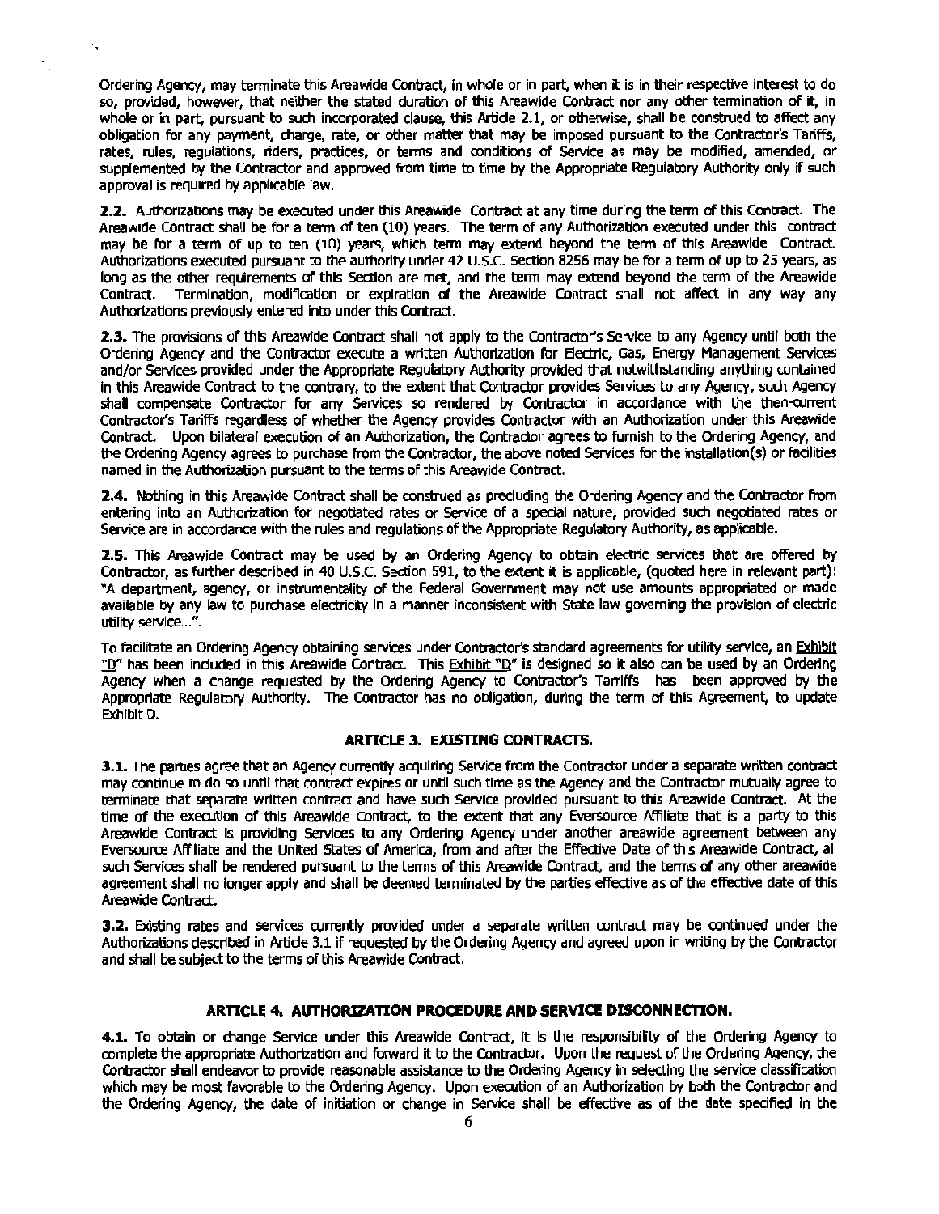Ordering Agency, may terminate this Areawide Contract, in whole or in part, when it is in their respective interest to do so, provided, however, that neither the stated duration of this Areawide Contract nor any other termination of it, in whole or in part, pursuant to such incorporated clause, this Article 2.1, or otherwise, shall be construed to affect any obligation for any payment, charge, rate, or other matter that may be imposed pursuant to the Contractor's Tariffs, rates, rules, regulations, riders, practices, or terms and conditions of Service as may be modified, amended, or supplemented by the Contractor and approved from time to time by the Appropriate Regulatory Authority only if such approval is required by applicable law.

**2.2.** Authorizations may be executed under this Areawide Contract at any time during the term of this Contract. The Areawide Contract shall be for a term of ten (10) years. The term of any Authorization executed under this contract may be for a term of up to ten (10) years, which term may extend beyond the term of this Areawide Contract. Authorizations executed pursuant to the authority under 42 U.S.C. Section 8256 may be for a term of up to 25 years, as long as the other requirements of this Section are met, and the term may extend beyond the term of the Areawide Contract. Termination, modification or expiration of the Areawide Contract shall not affect in any way any Authorizations previously entered into under this Contract.

**2.3.** The provisions of this Areawide Contract shall not apply to the Contractor's Service to any Agency until both the Ordering Agency and the Contractor execute a written Authorization for Electric, Gas, Energy Management Services and/or Services provided under the Appropriate Regulatory Authority provided that notwithstanding anything contained in this Areawide Contract to the contrary, to the extent that Contractor provides Services to any Agency, such Agency shall compensate Contractor for any Services so rendered by Contractor in accordance with the then-current Contractor's Tariffs regardless of whether the Agency provides Contractor with an Authorization under this Areawide Contract. Upon bilateral execution of an Authorization, the Contractor agrees to furnish to the Ordering Agency, and the Ordering Agency agrees to purchase from the Contractor, the above noted Services for the installation(s) or facilities named in the Authorization pursuant to the terms of this Areawide Contract.

**2.4.** Nothing in this Areawide Contract shall be construed as precluding the Ordering Agency and the Contractor from entering into an Authorization for negotiated rates or Service of a special nature, provided such negotiated rates or Service are in accordance with the rules and regulations of the Appropriate Regulatory Authority, as applicable.

**2.5.** This Areawide Contract may be used by an Ordering Agency to obtain electric services that are offered by Contractor, as further described in 40 U.S.C. Section 591, to the extent it is applicable, (quoted here in relevant part): "A department, agency, or instrumentality of the Federal Government may not use amounts appropriated or made available by any law to purchase electricity in a manner inconsistent with State law governing the provision of electric utility service...".

To facilitate an Ordering Agency obtaining services under Contractor's standard agreements for utility service, an Exhibit "D" has been included in this Areawide Contract. This Exhibit "D" is designed so it also can be used by an Ordering Agency when a change requested by the Ordering Agency to Contractor's Tarriffs has been approved by the Appropriate Regulatory Authority. The Contractor has no obligation, during the term of this Agreement, to update Exhibit D.

## ARTICLE 3. EXISTING CONTRACTS.

**3.1.** The parties agree that an Agency currently acquiring Service from the Contractor under a separate written contract may continue to do so until that contract expires or until such time as the Agency and the Contractor mutually agree to terminate that separate written contract and have such Service provided pursuant to this Areawide Contract. At the time of the execution of this Areawide Contract, to the extent that any Eversource Affiliate that is a party to this Areawide Contract is providing Services to any Ordering Agency under another areawide agreement between any Eversource Affiliate and the United States of America, from and after the Effective Date of this Areawide Contract, all such Services shall be rendered pursuant to the terms of this Areawide Contract, and the terms of any other areawide agreement shall no longer apply and shall be deemed terminated by the parties effective as of the effective date of this Areawide Contract.

**3.2.** Existing rates and services currently provided under a separate written contract may be continued under the Authorizations described in Article 3.1 if requested by the Ordering Agency and agreed upon in writing by the Contractor and shall be subject to the terms of this Areawide Contract.

## ARTICLE 4. AUTHORIZATION PROCEDURE AND SERVICE DISCONNECTION.

**4.1.** To obtain or change Service under this Areawide Contract, it is the responsibility of the Ordering Agency to complete the appropriate Authorization and forward it to the Contractor. Upon the request of the Ordering Agency, the Contractor shall endeavor to provide reasonable assistance to the Ordering Agency in selecting the service classification which may be most favorable to the Ordering Agency. Upon execution of an Authorization by both the Contractor and the Ordering Agency, the date of initiation or change in Service shall be effective as of the date specified in the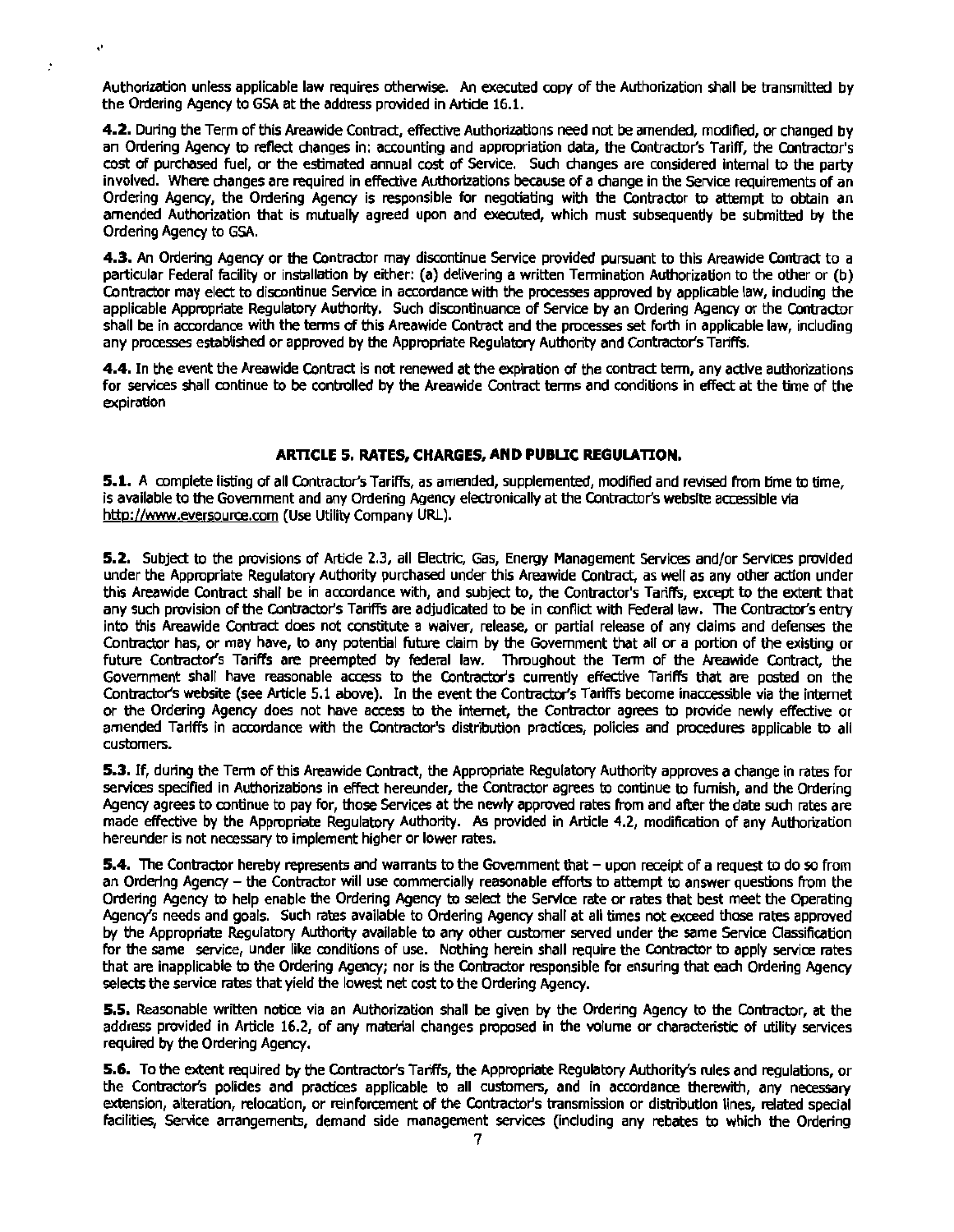Authorization unless applicable law requires otherwise. An executed copy of the Authorization shall be transmitted by the Ordering Agency to GSA at the address provided in Article 16.1.

**4.2.** During the Term of this Areawide Contract, effective Authorizations need not be amended, modified, or changed by an Ordering Agency to reflect changes in: accounting and appropriation data, the Contractor's Tariff, the Contractor's cost of purchased fuel, or the estimated annual cost of Service. Such changes are considered internal to the party involved. Where changes are required in effective Authorizations because of a change in the Service requirements of an Ordering Agency, the Ordering Agency is responsible for negotiating with the Contractor to attempt to obtain an amended Authorization that is mutually agreed upon and executed, which must subsequently be submitted by the Ordering Agency to GSA.

**4.3.** An Ordering Agency or the Contractor may discontinue Service provided pursuant to this Areawide Contract to a particular Federal facility or installation by either: (a) delivering a written Termination Authorization to the other or (b) Contractor may elect to discontinue Service in accordance with the processes approved by applicable law, including the applicable Appropriate Regulatory Authority. Such discontinuance of Service by an Ordering Agency or the Contractor shall be in accordance with the terms of this Areawide Contract and the processes set forth in applicable law, including any processes established or approved by the Appropriate Regulatory Authority and Contractor's Tariffs.

**4.4.** In the event the Areawide Contract is not renewed at the expiration of the contract term, any active authorizations for services shall continue to be controlled by the Areawide Contract terms and conditions in effect at the time of the expiration

## ARTICLE 5. RATES, CHARGES, AND PUBLIC REGULATION.

**5.1.** A complete listing of all Contractor's Tariffs, as amended, supplemented, modified and revised from time to time, is available to the Government and any Ordering Agency electronically at the Contractor's website accessible via http://www.eversource.com (Use Utility Company URL).

**5.2.** Subject to the provisions of Article 2.3, all Electric, Gas, Energy Management Services and/or Services provided under the Appropriate Regulatory Authority purchased under this Areawide Contract, as well as any other action under this Areawide Contract shall be in accordance with, and subject to, the Contractor's Tariffs, except to the extent that any such provision of the Contractor's Tariffs are adjudicated to be in conflict with Federal law. The Contractor's entry into this Areawide Contract does not constitute a waiver, release, or partial release of any claims and defenses the Contractor has, or may have, to any potential future claim by the Government that all or a portion of the existing or future Contractor's Tariffs are preempted by federal law. Throughout the Term of the Areawide Contract, the Government shall have reasonable access to the Contractor's currently effective Tariffs that are posted on the Contractor's website (see Article 5.1 above). In the event the Contractor's Tariffs become inaccessible via the internet or the Ordering Agency does not have access to the internet, the Contractor agrees to provide newly effective or amended Tariffs in accordance with the Contractor's distribution practices, policies and procedures applicable to all customers.

**5.3.** If, during the Term of this Areawide Contract, the Appropriate Regulatory Authority approves a change in rates for services specified in Authorizations in effect hereunder, the Contractor agrees to continue to furnish, and the Ordering Agency agrees to continue to pay for, those Services at the newly approved rates from and after the date such rates are made effective by the Appropriate Regulatory Authority. As provided in Article 4.2, modification of any Authorization hereunder is not necessary to implement higher or lower rates.

**5.4.** The Contractor hereby represents and warrants to the Government that – upon receipt of a request to do so from an Ordering Agency – the Contractor will use commercially reasonable efforts to attempt to answer questions from the Ordering Agency to help enable the Ordering Agency to select the Service rate or rates that best meet the Operating Agency's needs and goals. Such rates available to Ordering Agency shall at all times not exceed those rates approved by the Appropriate Regulatory Authority available to any other customer served under the same Service Classification for the same service, under like conditions of use. Nothing herein shall require the Contractor to apply service rates that are inapplicable to the Ordering Agency; nor is the Contractor responsible for ensuring that each Ordering Agency selects the service rates that yield the lowest net cost to the Ordering Agency.

**5.5.** Reasonable written notice via an Authorization shall be given by the Ordering Agency to the Contractor, at the address provided in Article 16.2, of any material changes proposed in the volume or characteristic of utility services required by the Ordering Agency.

**5.6.** To the extent required by the Contractor's Tariffs, the Appropriate Regulatory Authority's rules and regulations, or the Contractor's policies and practices applicable to all customers, and in accordance therewith, any necessary extension, alteration, relocation, or reinforcement of the Contractor's transmission or distribution lines, related special facilities, Service arrangements, demand side management services (including any rebates to which the Ordering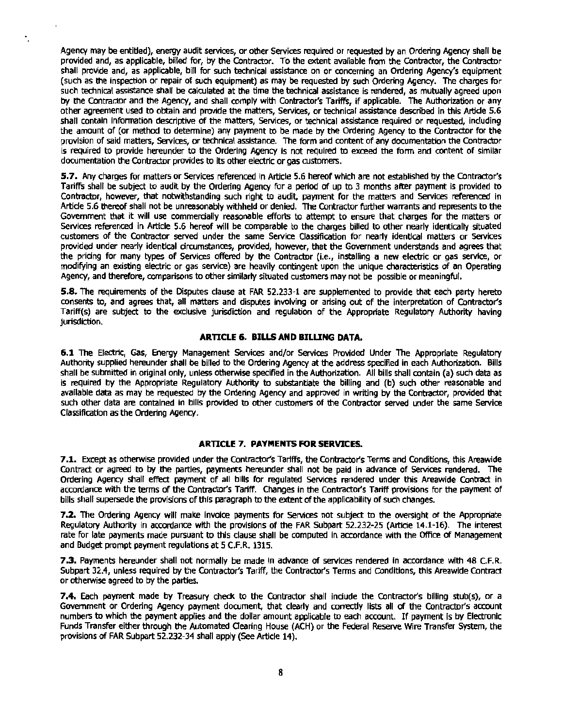Agency may be entitled), energy audit services, or other Services required or requested by an Ordering Agency shall be provided and, as applicable, billed for, by the Contractor. To the extent available from the Contractor, the Contractor shall provide and, as applicable, bill for such technical assistance on or concerning an Ordering Agency's equipment (such as the inspection or repair of such equipment) as may be requested by such Ordering Agency. The charges for such technical assistance shall be calculated at the time the technical assistance is rendered, as mutually agreed upon by the Contractor and the Agency, and shall comply with Contractor's Tariffs, if applicable. The Authorization or any other agreement used to obtain and provide the matters, Services, or technical assistance described in this Article 5.6 shall contain information descriptive of the matters, Services, or technical assistance required or requested, including the amount of (or method to determine) any payment to be made by the Ordering Agency to the Contractor for the provision of said matters, Services, or technical assistance. The form and content of any documentation the Contractor is required to provide hereunder to the Ordering Agency is not required to exceed the form and content of similar documentation the Contractor provides to its other electric or gas customers.

**5.7.** Any charges for matters or Services referenced in Article 5.6 hereof which are not established by the Contractor's Tariffs shall be subject to audit by the Ordering Agency for a period of up to 3 months after payment is provided to Contractor, however, that notwithstanding such right to audit, payment for the matters and Services referenced in Article 5.6 thereof shall not be unreasonably withheld or denied. The Contractor further warrants and represents to the Government that it will use commercially reasonable efforts to attempt to ensure that charges for the matters or Services referenced in Article 5.6 hereof will be comparable to the charges billed to other nearly identically situated customers of the Contractor served under the same Service Classification for nearly identical matters or Services provided under nearly identical circumstances, provided, however, that the Government understands and agrees that the pricing for many types of Services offered by the Contractor (i.e., installing a new electric or gas service, or modifying an existing electric or gas service) are heavily contingent upon the unique characteristics of an Operating Agency, and therefore, comparisons to other similarly situated customers may not be possible or meaningful.

**5.8.** The requirements of the Disputes clause at FAR 52.233-1 are supplemented to provide that each party hereto consents to, and agrees that, all matters and disputes involving or arising out of the interpretation of Contractor's Tariff(s) are subject to the exclusive jurisdiction and regulation of the Appropriate Regulatory Authority having jurisdiction.

## ARTICLE 6. BILLS AND BILLING DATA.

**6.1** The Electric, Gas, Energy Management Services and/or Services Provided Under The Appropriate Regulatory Authority supplied hereunder shall be billed to the Ordering Agency at the address specified in each Authorization. Bills shall be submitted in original only, unless otherwise specified in the Authorization. All bills shall contain (a) such data as is required by the Appropriate Regulatory Authority to substantiate the billing and (b) such other reasonable and available data as may be requested by the Ordering Agency and approved in writing by the Contractor, provided that such other data are contained in bills provided to other customers of the Contractor served under the same Service Classification as the Ordering Agency.

## ARTICLE 7. PAYMENTS FOR SERVICES.

**7.1.** Except as otherwise provided under the Contractor's Tariffs, the Contractor's Terms and Conditions, this Areawide Contract or agreed to by the parties, payments hereunder shall not be paid in advance of Services rendered. The Ordering Agency shall effect payment of all bills for regulated Services rendered under this Areawide Contract in accordance with the terms of the Contractor's Tariff. Changes in the Contractor's Tariff provisions for the payment of bills shall supersede the provisions of this paragraph to the extent of the applicability of such changes.

**7.2.** The Ordering Agency will make invoice payments for Services not subject to the oversight of the Appropriate Regulatory Authority in accordance with the provisions of the FAR Subpart 52.232-25 (Article 14.1-16). The interest rate for late payments made pursuant to this clause shall be computed in accordance with the Office of Management and Budget prompt payment regulations at 5 C.F.R. 1315.

**7.3.** Payments hereunder shall not normally be made in advance of services rendered in accordance with 48 C.F.R. Subpart 32.4, unless required by the Contractor's Tariff, the Contractor's Terms and Conditions, this Areawide Contract or otherwise agreed to by the parties.

**7.4.** Each payment made by Treasury check to the Contractor shall include the Contractor's billing stub(s), or a Government or Ordering Agency payment document, that clearly and correctly lists all of the Contractor's account numbers to which the payment applies and the dollar amount applicable to each account. If payment is by Electronic Funds Transfer either through the Automated Clearing House (ACH) or the Federal Reserve Wire Transfer System, the provisions of FAR Subpart 52.232-34 shall apply (See Article 14).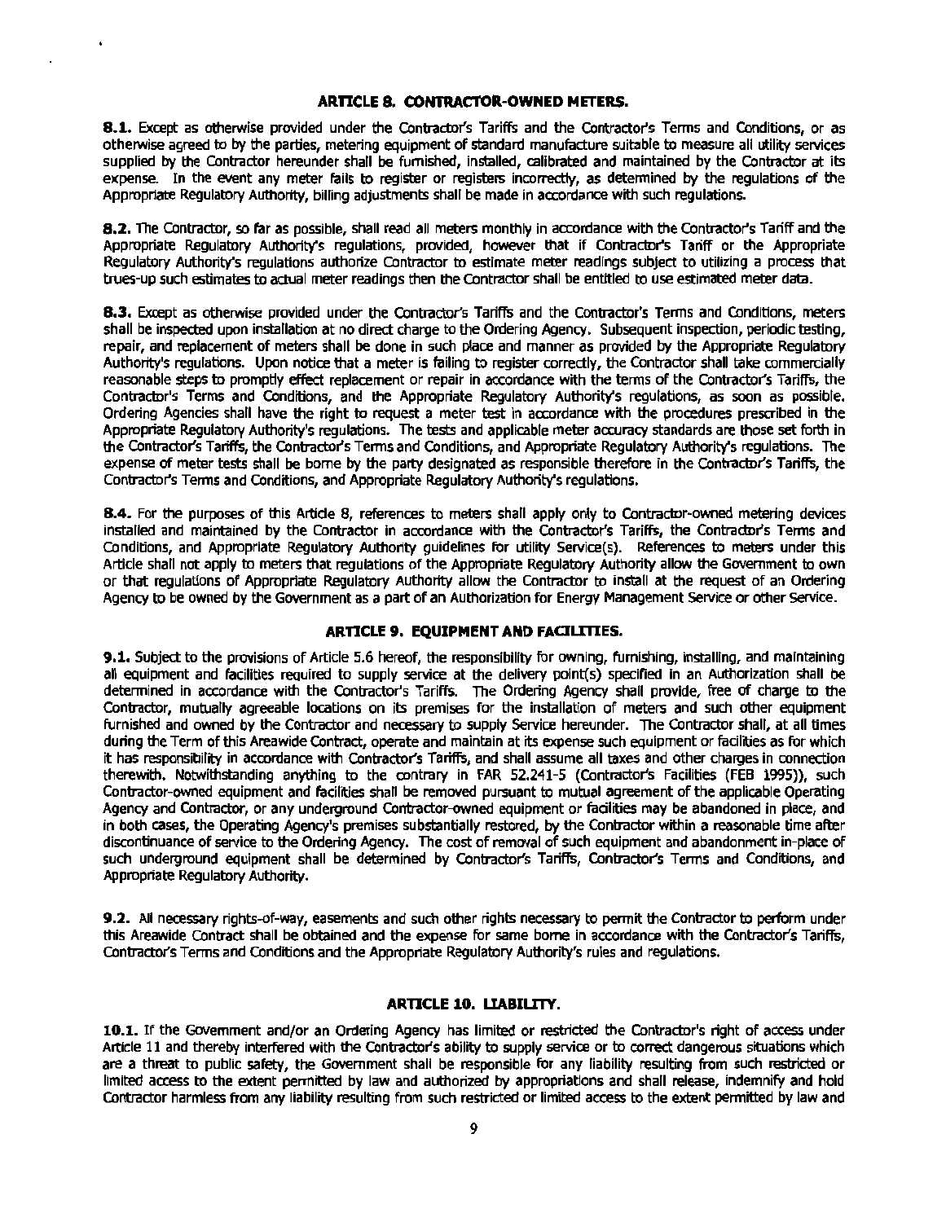### ARTICLE 8. CONTRACTOR-OWNED METERS.

**8.1.** Except as otherwise provided under the Contractor's Tariffs and the Contractor's Terms and Conditions, or as otherwise agreed to by the parties, metering equipment of standard manufacture suitable to measure all utility services supplied by the Contractor hereunder shall be furnished, installed, calibrated and maintained by the Contractor at its expense. In the event any meter fails to register or registers incorrectly, as determined by the regulations of the Appropriate Regulatory Authority, billing adjustments shall be made in accordance with such regulations.

**8.2.** The Contractor, so far as possible, shall read all meters monthly in accordance with the Contractor's Tariff and the Appropriate Regulatory Authority's regulations, provided, however that if Contractor's Tariff or the Appropriate Regulatory Authority's regulations authorize Contractor to estimate meter readings subject to utilizing a process that trues-up such estimates to actual meter readings then the Contractor shall be entitled to use estimated meter data.

**8.3.** Except as otherwise provided under the Contractor's Tariffs and the Contractor's Terms and Conditions, meters shall be inspected upon installation at no direct charge to the Ordering Agency. Subsequent inspection, periodic testing, repair, and replacement of meters shall be done in such place and manner as provided by the Appropriate Regulatory Authority's regulations. Upon notice that a meter is failing to register correctly, the Contractor shall take commercially reasonable steps to promptly effect replacement or repair in accordance with the terms of the Contractor's Tariffs, the Contractor's Terms and Conditions, and the Appropriate Regulatory Authority's regulations, as soon as possible. Ordering Agencies shall have the right to request a meter test in accordance with the procedures prescribed in the Appropriate Regulatory Authority's regulations. The tests and applicable meter accuracy standards are those set forth in the Contractor's Tariffs, the Contractor's Terms and Conditions, and Appropriate Regulatory Authority's regulations. The expense of meter tests shall be borne by the party designated as responsible therefore in the Contractor's Tariffs, the Contractor's Terms and Conditions, and Appropriate Regulatory Authority's regulations.

**8.4.** For the purposes of this Article 8, references to meters shall apply only to Contractor-owned metering devices installed and maintained by the Contractor in accordance with the Contractor's Tariffs, the Contractor's Terms and Conditions, and Appropriate Regulatory Authority guidelines for utility Service(s). References to meters under this Article shall not apply to meters that regulations of the Appropriate Regulatory Authority allow the Government to own or that regulations of Appropriate Regulatory Authority allow the Contractor to install at the request of an Ordering Agency to be owned by the Government as a part of an Authorization for Energy Management Service or other Service.

### ARTICLE 9. EQUIPMENT AND FACILITIES.

**9.1.** Subject to the provisions of Article 5.6 hereof, the responsibility for owning, furnishing, installing, and maintaining all equipment and facilities required to supply service at the delivery point(s) specified in an Authorization shall be determined in accordance with the Contractor's Tariffs. The Ordering Agency shall provide, free of charge to the Contractor, mutually agreeable locations on its premises for the installation of meters and such other equipment furnished and owned by the Contractor and necessary to supply Service hereunder. The Contractor shall, at all times during the Term of this Areawide Contract, operate and maintain at its expense such equipment or facilities as for which it has responsibility in accordance with Contractor's Tariffs, and shall assume all taxes and other charges in connection therewith. Notwithstanding anything to the contrary in FAR 52.241-5 (Contractor's Facilities (FEB 1995)), such Contractor-owned equipment and facilities shall be removed pursuant to mutual agreement of the applicable Operating Agency and Contractor, or any underground Contractor-owned equipment or facilities may be abandoned in place, and in both cases, the Operating Agency's premises substantially restored, by the Contractor within a reasonable time after discontinuance of service to the Ordering Agency. The cost of removal of such equipment and abandonment in-place of such underground equipment shall be determined by Contractor's Tariffs, Contractor's Terms and Conditions, and Appropriate Regulatory Authority.

**9.2.** All necessary rights-of-way, easements and such other rights necessary to permit the Contractor to perform under this Areawide Contract shall be obtained and the expense for same borne in accordance with the Contractor's Tariffs, Contractor's Terms and Conditions and the Appropriate Regulatory Authority's rules and regulations.

### ARTICLE 10. LIABILITY.

**10.1.** If the Government and/or an Ordering Agency has limited or restricted the Contractor's right of access under Article 11 and thereby interfered with the Contractor's ability to supply service or to correct dangerous situations which are a threat to public safety, the Government shall be responsible for any liability resulting from such restricted or limited access to the extent permitted by law and authorized by appropriations and shall release, indemnify and hold Contractor harmless from any liability resulting from such restricted or limited access to the extent permitted by law and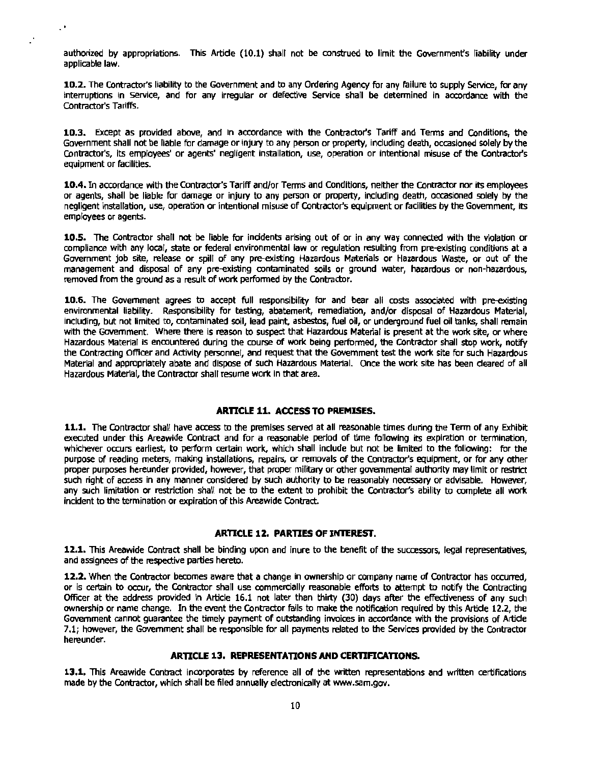authorized by appropriations. This Article (10.1) shall not be construed to limit the Government's liability under applicable law.

**10.2.** The Contractor's liability to the Government and to any Ordering Agency for any failure to supply Service, for any interruptions in Service, and for any irregular or defective Service shall be determined in accordance with the Contractor's Tariffs.

**10.3.** Except as provided above, and in accordance with the Contractor's Tariff and Terms and Conditions, the Government shall not be liable for damage or injury to any person or property, including death, occasioned solely by the Contractor's, its employees' or agents' negligent installation, use, operation or intentional misuse of the Contractor's equipment or facilities.

**10.4.** In accordance with the Contractor's Tariff and/or Terms and Conditions, neither the Contractor nor its employees or agents, shall be liable for damage or injury to any person or property, including death, occasioned solely by the negligent installation, use, operation or intentional misuse of Contractor's equipment or facilities by the Government, its employees or agents.

**10.5.** The Contractor shall not be liable for incidents arising out of or in any way connected with the violation or compliance with any local, state or federal environmental law or regulation resulting from pre-existing conditions at a Government job site, release or spill of any pre-existing Hazardous Materials or Hazardous Waste, or out of the management and disposal of any pre-existing contaminated soils or ground water, hazardous or non-hazardous, removed from the ground as a result of work performed by the Contractor.

**10.6.** The Government agrees to accept full responsibility for and bear all costs associated with pre-existing environmental liability. Responsibility for testing, abatement, remediation, and/or disposal of Hazardous Material, including, but not limited to, contaminated soil, lead paint, asbestos, fuel oil, or underground fuel oil tanks, shall remain with the Government. Where there is reason to suspect that Hazardous Material is present at the work site, or where Hazardous Material is encountered during the course of work being performed, the Contractor shall stop work, notify the Contracting Officer and Activity personnel, and request that the Government test the work site for such Hazardous Material and appropriately abate and dispose of such Hazardous Material. Once the work site has been cleared of all Hazardous Material, the Contractor shall resume work in that area.

## ARTICLE 11. ACCESS TO PREMISES.

**11.1.** The Contractor shall have access to the premises served at all reasonable times during the Term of any Exhibit executed under this Areawide Contract and for a reasonable period of time following its expiration or termination, whichever occurs earliest, to perform certain work, which shall include but not be limited to the following: for the purpose of reading meters, making installations, repairs, or removals of the Contractor's equipment, or for any other proper purposes hereunder provided, however, that proper military or other governmental authority may limit or restrict such right of access in any manner considered by such authority to be reasonably necessary or advisable. However, any such limitation or restriction shall not be to the extent to prohibit the Contractor's ability to complete all work incident to the termination or expiration of this Areawide Contract.

## ARTICLE 12. PARTIES OF INTEREST.

**12.1.** This Areawide Contract shall be binding upon and inure to the benefit of the successors, legal representatives, and assignees of the respective parties hereto.

**12.2.** When the Contractor becomes aware that a change in ownership or company name of Contractor has occurred, or is certain to occur, the Contractor shall use commercially reasonable efforts to attempt to notify the Contracting Officer at the address provided in Article 16.1 not later than thirty (30) days after the effectiveness of any such ownership or name change. In the event the Contractor fails to make the notification required by this Article 12.2, the Government cannot guarantee the timely payment of outstanding invoices in accordance with the provisions of Article 7.1; however, the Government shall be responsible for all payments related to the Services provided by the Contractor hereunder.

## ARTICLE 13. REPRESENTATIONS AND CERTIFICATIONS.

**13.1.** This Areawide Contract incorporates by reference all of the written representations and written certifications made by the Contractor, which shall be filed annually electronically at www.sam.gov.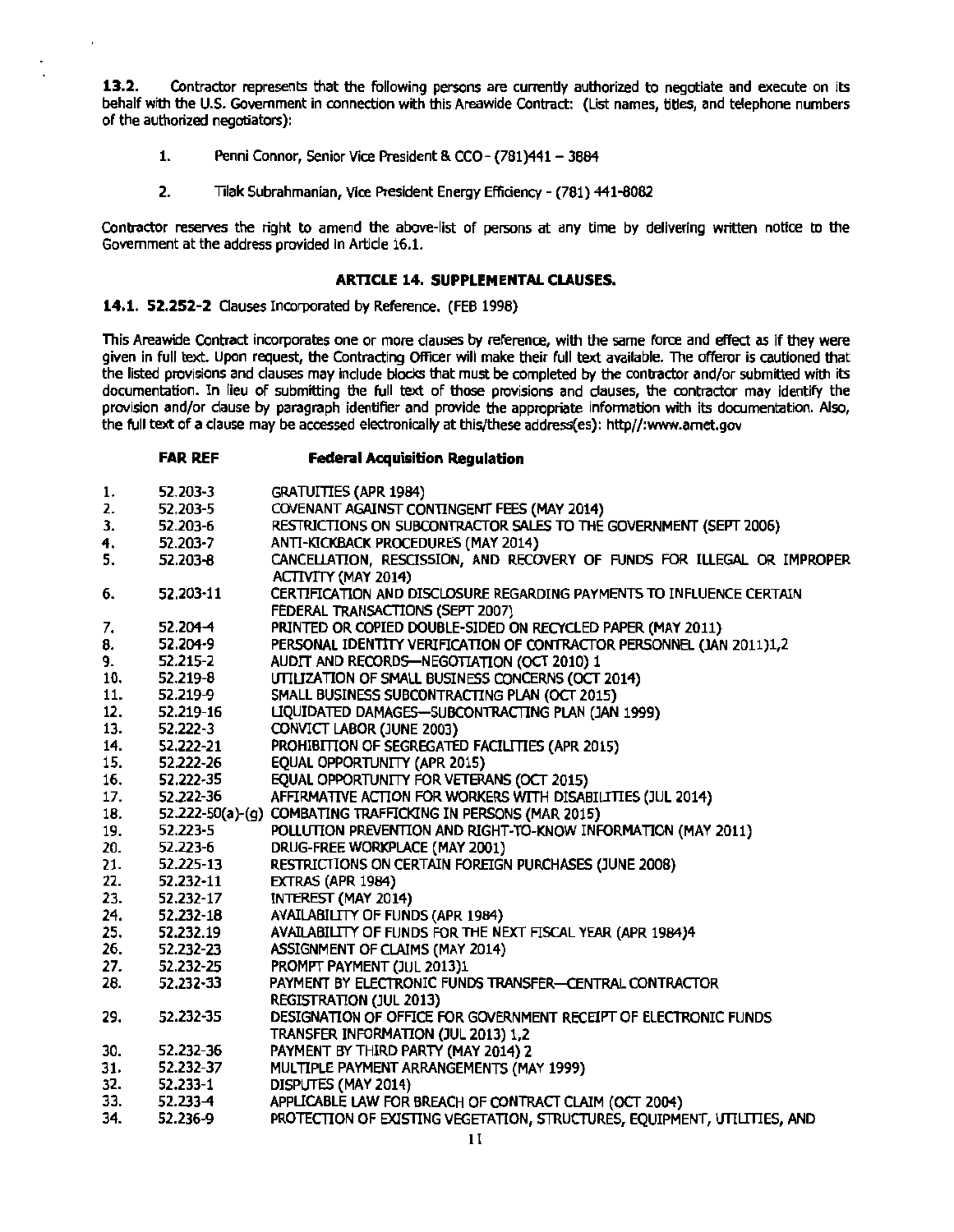**13.2.** Contractor represents that the following persons are currently authorized to negotiate and execute on its behalf with the U.S. Government in connection with this Areawide Contract: (List names, titles, and telephone numbers of the authorized negotiators):

1. Penni Connor, Senior Vice President & CCO - (781)441 – 3884

2. Tilak Subrahmanian, Vice President Energy Efficiency - (781) 441-8082

Contractor reserves the right to amend the above-list of persons at any time by delivering written notice to the Government at the address provided in Article 16.1.

## ARTICLE 14. SUPPLEMENTAL CLAUSES.

**14.1. 52.252-2** Clauses Incorporated by Reference. (FEB 1998)

This Areawide Contract incorporates one or more clauses by reference, with the same force and effect as if they were given in full text. Upon request, the Contracting Officer will make their full text available. The offeror is cautioned that the listed provisions and clauses may include blocks that must be completed by the contractor and/or submitted with its documentation. In lieu of submitting the full text of those provisions and clauses, the contractor may identify the provision and/or clause by paragraph identifier and provide the appropriate information with its documentation. Also, the full text of a clause may be accessed electronically at this/these address(es): http//:www.arnet.gov

| | FAR REF | Federal Acquisition Regulation |
|---|---|---|
| 1. | 52.203-3 | GRATUITIES (APR 1984) |
| 2. | 52.203-5 | COVENANT AGAINST CONTINGENT FEES (MAY 2014) |
| 3. | 52.203-6 | RESTRICTIONS ON SUBCONTRACTOR SALES TO THE GOVERNMENT (SEPT 2006) |
| 4. | 52.203-7 | ANTI-KICKBACK PROCEDURES (MAY 2014) |
| 5. | 52.203-8 | CANCELLATION, RESCISSION, AND RECOVERY OF FUNDS FOR ILLEGAL OR IMPROPER ACTIVITY (MAY 2014) |
| 6. | 52.203-11 | CERTIFICATION AND DISCLOSURE REGARDING PAYMENTS TO INFLUENCE CERTAIN FEDERAL TRANSACTIONS (SEPT 2007) |
| 7. | 52.204-4 | PRINTED OR COPIED DOUBLE-SIDED ON RECYCLED PAPER (MAY 2011) |
| 8. | 52.204-9 | PERSONAL IDENTITY VERIFICATION OF CONTRACTOR PERSONNEL (JAN 2011)1,2 |
| 9. | 52.215-2 | AUDIT AND RECORDS—NEGOTIATION (OCT 2010) 1 |
| 10. | 52.219-8 | UTILIZATION OF SMALL BUSINESS CONCERNS (OCT 2014) |
| 11. | 52.219-9 | SMALL BUSINESS SUBCONTRACTING PLAN (OCT 2015) |
| 12. | 52.219-16 | LIQUIDATED DAMAGES—SUBCONTRACTING PLAN (JAN 1999) |
| 13. | 52.222-3 | CONVICT LABOR (JUNE 2003) |
| 14. | 52.222-21 | PROHIBITION OF SEGREGATED FACILITIES (APR 2015) |
| 15. | 52.222-26 | EQUAL OPPORTUNITY (APR 2015) |
| 16. | 52.222-35 | EQUAL OPPORTUNITY FOR VETERANS (OCT 2015) |
| 17. | 52.222-36 | AFFIRMATIVE ACTION FOR WORKERS WITH DISABILITIES (JUL 2014) |
| 18. | 52.222-50(a)-(g) | COMBATING TRAFFICKING IN PERSONS (MAR 2015) |
| 19. | 52.223-5 | POLLUTION PREVENTION AND RIGHT-TO-KNOW INFORMATION (MAY 2011) |
| 20. | 52.223-6 | DRUG-FREE WORKPLACE (MAY 2001) |
| 21. | 52.225-13 | RESTRICTIONS ON CERTAIN FOREIGN PURCHASES (JUNE 2008) |
| 22. | 52.232-11 | EXTRAS (APR 1984) |
| 23. | 52.232-17 | INTEREST (MAY 2014) |
| 24. | 52.232-18 | AVAILABILITY OF FUNDS (APR 1984) |
| 25. | 52.232.19 | AVAILABILITY OF FUNDS FOR THE NEXT FISCAL YEAR (APR 1984)4 |
| 26. | 52.232-23 | ASSIGNMENT OF CLAIMS (MAY 2014) |
| 27. | 52.232-25 | PROMPT PAYMENT (JUL 2013)1 |
| 28. | 52.232-33 | PAYMENT BY ELECTRONIC FUNDS TRANSFER—CENTRAL CONTRACTOR REGISTRATION (JUL 2013) |
| 29. | 52.232-35 | DESIGNATION OF OFFICE FOR GOVERNMENT RECEIPT OF ELECTRONIC FUNDS TRANSFER INFORMATION (JUL 2013) 1,2 |
| 30. | 52.232-36 | PAYMENT BY THIRD PARTY (MAY 2014) 2 |
| 31. | 52.232-37 | MULTIPLE PAYMENT ARRANGEMENTS (MAY 1999) |
| 32. | 52.233-1 | DISPUTES (MAY 2014) |
| 33. | 52.233-4 | APPLICABLE LAW FOR BREACH OF CONTRACT CLAIM (OCT 2004) |
| 34. | 52.236-9 | PROTECTION OF EXISTING VEGETATION, STRUCTURES, EQUIPMENT, UTILITIES, AND |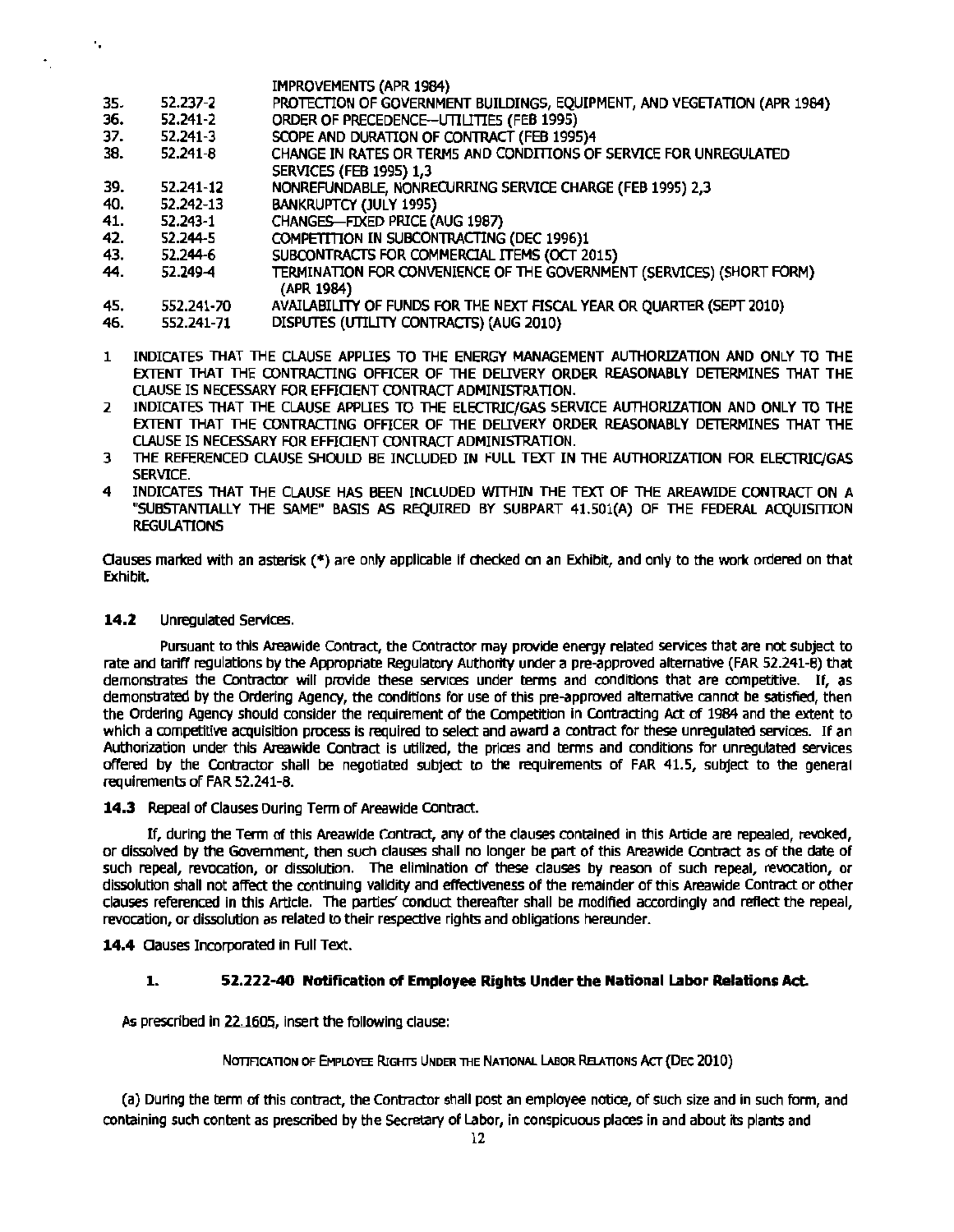| | | IMPROVEMENTS (APR 1984) |
|---|---|---|
| 35. | 52.237-2 | PROTECTION OF GOVERNMENT BUILDINGS, EQUIPMENT, AND VEGETATION (APR 1984) |
| 36. | 52.241-2 | ORDER OF PRECEDENCE--UTILITIES (FEB 1995) |
| 37. | 52.241-3 | SCOPE AND DURATION OF CONTRACT (FEB 1995)4 |
| 38. | 52.241-8 | CHANGE IN RATES OR TERMS AND CONDITIONS OF SERVICE FOR UNREGULATED SERVICES (FEB 1995) 1,3 |
| 39. | 52.241-12 | NONREFUNDABLE, NONRECURRING SERVICE CHARGE (FEB 1995) 2,3 |
| 40. | 52.242-13 | BANKRUPTCY (JULY 1995) |
| 41. | 52.243-1 | CHANGES—FIXED PRICE (AUG 1987) |
| 42. | 52.244-5 | COMPETITION IN SUBCONTRACTING (DEC 1996)1 |
| 43. | 52.244-6 | SUBCONTRACTS FOR COMMERCIAL ITEMS (OCT 2015) |
| 44. | 52.249-4 | TERMINATION FOR CONVENIENCE OF THE GOVERNMENT (SERVICES) (SHORT FORM) (APR 1984) |
| 45. | 552.241-70 | AVAILABILITY OF FUNDS FOR THE NEXT FISCAL YEAR OR QUARTER (SEPT 2010) |
| 46. | 552.241-71 | DISPUTES (UTILITY CONTRACTS) (AUG 2010) |

1 INDICATES THAT THE CLAUSE APPLIES TO THE ENERGY MANAGEMENT AUTHORIZATION AND ONLY TO THE EXTENT THAT THE CONTRACTING OFFICER OF THE DELIVERY ORDER REASONABLY DETERMINES THAT THE CLAUSE IS NECESSARY FOR EFFICIENT CONTRACT ADMINISTRATION.

2 INDICATES THAT THE CLAUSE APPLIES TO THE ELECTRIC/GAS SERVICE AUTHORIZATION AND ONLY TO THE EXTENT THAT THE CONTRACTING OFFICER OF THE DELIVERY ORDER REASONABLY DETERMINES THAT THE CLAUSE IS NECESSARY FOR EFFICIENT CONTRACT ADMINISTRATION.

3 THE REFERENCED CLAUSE SHOULD BE INCLUDED IN FULL TEXT IN THE AUTHORIZATION FOR ELECTRIC/GAS SERVICE.

4 INDICATES THAT THE CLAUSE HAS BEEN INCLUDED WITHIN THE TEXT OF THE AREAWIDE CONTRACT ON A "SUBSTANTIALLY THE SAME" BASIS AS REQUIRED BY SUBPART 41.501(A) OF THE FEDERAL ACQUISITION REGULATIONS

Clauses marked with an asterisk (*) are only applicable if checked on an Exhibit, and only to the work ordered on that Exhibit.

**14.2** Unregulated Services.

Pursuant to this Areawide Contract, the Contractor may provide energy related services that are not subject to rate and tariff regulations by the Appropriate Regulatory Authority under a pre-approved alternative (FAR 52.241-8) that demonstrates the Contractor will provide these services under terms and conditions that are competitive. If, as demonstrated by the Ordering Agency, the conditions for use of this pre-approved alternative cannot be satisfied, then the Ordering Agency should consider the requirement of the Competition in Contracting Act of 1984 and the extent to which a competitive acquisition process is required to select and award a contract for these unregulated services. If an Authorization under this Areawide Contract is utilized, the prices and terms and conditions for unregulated services offered by the Contractor shall be negotiated subject to the requirements of FAR 41.5, subject to the general requirements of FAR 52.241-8.

**14.3** Repeal of Clauses During Term of Areawide Contract.

If, during the Term of this Areawide Contract, any of the clauses contained in this Article are repealed, revoked, or dissolved by the Government, then such clauses shall no longer be part of this Areawide Contract as of the date of such repeal, revocation, or dissolution. The elimination of these clauses by reason of such repeal, revocation, or dissolution shall not affect the continuing validity and effectiveness of the remainder of this Areawide Contract or other clauses referenced in this Article. The parties' conduct thereafter shall be modified accordingly and reflect the repeal, revocation, or dissolution as related to their respective rights and obligations hereunder.

**14.4** Clauses Incorporated in Full Text.

**1. 52.222-40 Notification of Employee Rights Under the National Labor Relations Act.**

As prescribed in 22.1605, insert the following clause:

NOTIFICATION OF EMPLOYEE RIGHTS UNDER THE NATIONAL LABOR RELATIONS ACT (DEC 2010)

(a) During the term of this contract, the Contractor shall post an employee notice, of such size and in such form, and containing such content as prescribed by the Secretary of Labor, in conspicuous places in and about its plants and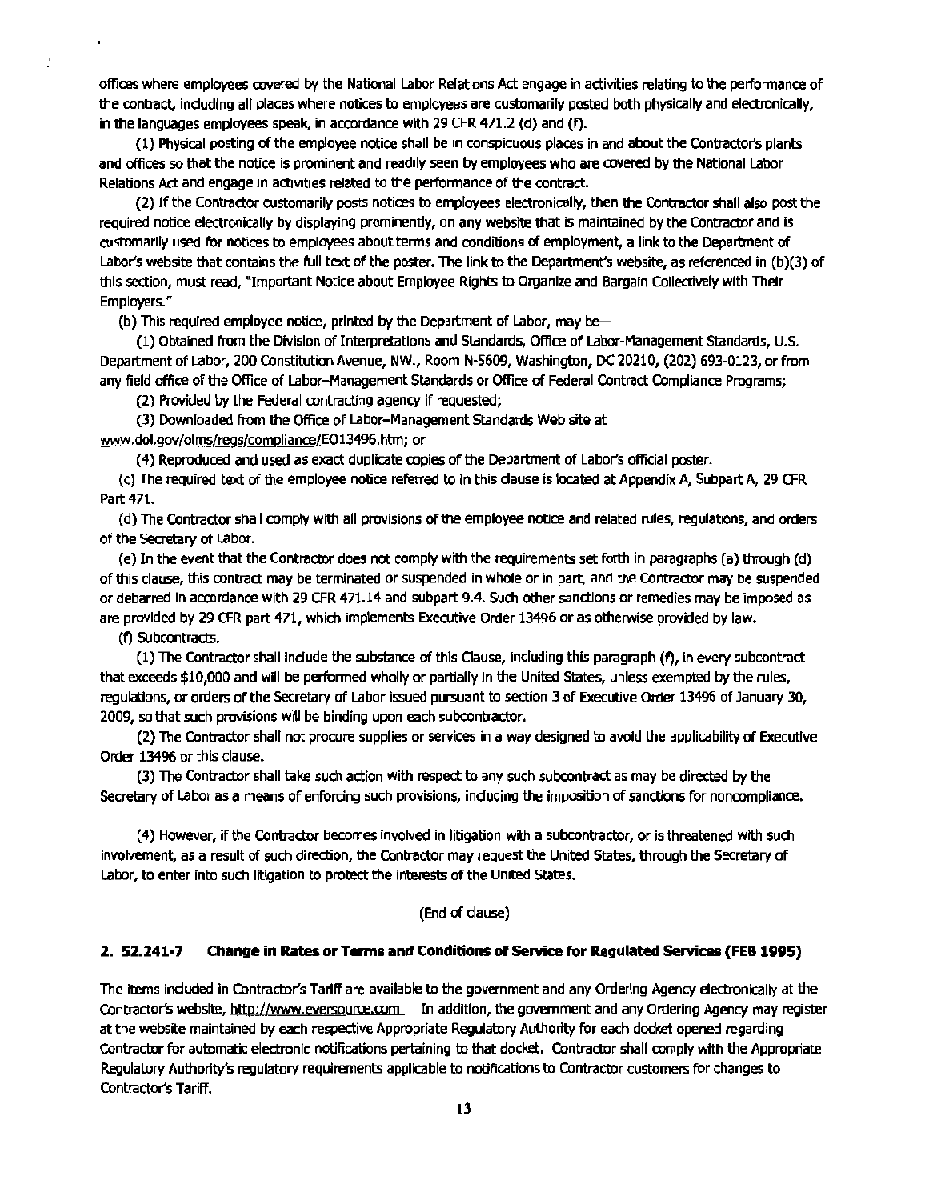offices where employees covered by the National Labor Relations Act engage in activities relating to the performance of the contract, including all places where notices to employees are customarily posted both physically and electronically, in the languages employees speak, in accordance with 29 CFR 471.2 (d) and (f).

(1) Physical posting of the employee notice shall be in conspicuous places in and about the Contractor's plants and offices so that the notice is prominent and readily seen by employees who are covered by the National Labor Relations Act and engage in activities related to the performance of the contract.

(2) If the Contractor customarily posts notices to employees electronically, then the Contractor shall also post the required notice electronically by displaying prominently, on any website that is maintained by the Contractor and is customarily used for notices to employees about terms and conditions of employment, a link to the Department of Labor's website that contains the full text of the poster. The link to the Department's website, as referenced in (b)(3) of this section, must read, "Important Notice about Employee Rights to Organize and Bargain Collectively with Their Employers."

(b) This required employee notice, printed by the Department of Labor, may be—

(1) Obtained from the Division of Interpretations and Standards, Office of Labor-Management Standards, U.S. Department of Labor, 200 Constitution Avenue, NW., Room N-5609, Washington, DC 20210, (202) 693-0123, or from any field office of the Office of Labor-Management Standards or Office of Federal Contract Compliance Programs;

(2) Provided by the Federal contracting agency if requested;

(3) Downloaded from the Office of Labor-Management Standards Web site at www.dol.gov/olms/regs/compliance/EO13496.htm; or

(4) Reproduced and used as exact duplicate copies of the Department of Labor's official poster.

(c) The required text of the employee notice referred to in this clause is located at Appendix A, Subpart A, 29 CFR Part 471.

(d) The Contractor shall comply with all provisions of the employee notice and related rules, regulations, and orders of the Secretary of Labor.

(e) In the event that the Contractor does not comply with the requirements set forth in paragraphs (a) through (d) of this clause, this contract may be terminated or suspended in whole or in part, and the Contractor may be suspended or debarred in accordance with 29 CFR 471.14 and subpart 9.4. Such other sanctions or remedies may be imposed as are provided by 29 CFR part 471, which implements Executive Order 13496 or as otherwise provided by law.

(f) Subcontracts.

(1) The Contractor shall include the substance of this Clause, including this paragraph (f), in every subcontract that exceeds $10,000 and will be performed wholly or partially in the United States, unless exempted by the rules, regulations, or orders of the Secretary of Labor issued pursuant to section 3 of Executive Order 13496 of January 30, 2009, so that such provisions will be binding upon each subcontractor.

(2) The Contractor shall not procure supplies or services in a way designed to avoid the applicability of Executive Order 13496 or this clause.

(3) The Contractor shall take such action with respect to any such subcontract as may be directed by the Secretary of Labor as a means of enforcing such provisions, including the imposition of sanctions for noncompliance.

(4) However, if the Contractor becomes involved in litigation with a subcontractor, or is threatened with such involvement, as a result of such direction, the Contractor may request the United States, through the Secretary of Labor, to enter into such litigation to protect the interests of the United States.

(End of clause)

### 2. 52.241-7 Change in Rates or Terms and Conditions of Service for Regulated Services (FEB 1995)

The items included in Contractor's Tariff are available to the government and any Ordering Agency electronically at the Contractor's website, http://www.eversource.com In addition, the government and any Ordering Agency may register at the website maintained by each respective Appropriate Regulatory Authority for each docket opened regarding Contractor for automatic electronic notifications pertaining to that docket. Contractor shall comply with the Appropriate Regulatory Authority's regulatory requirements applicable to notifications to Contractor customers for changes to Contractor's Tariff.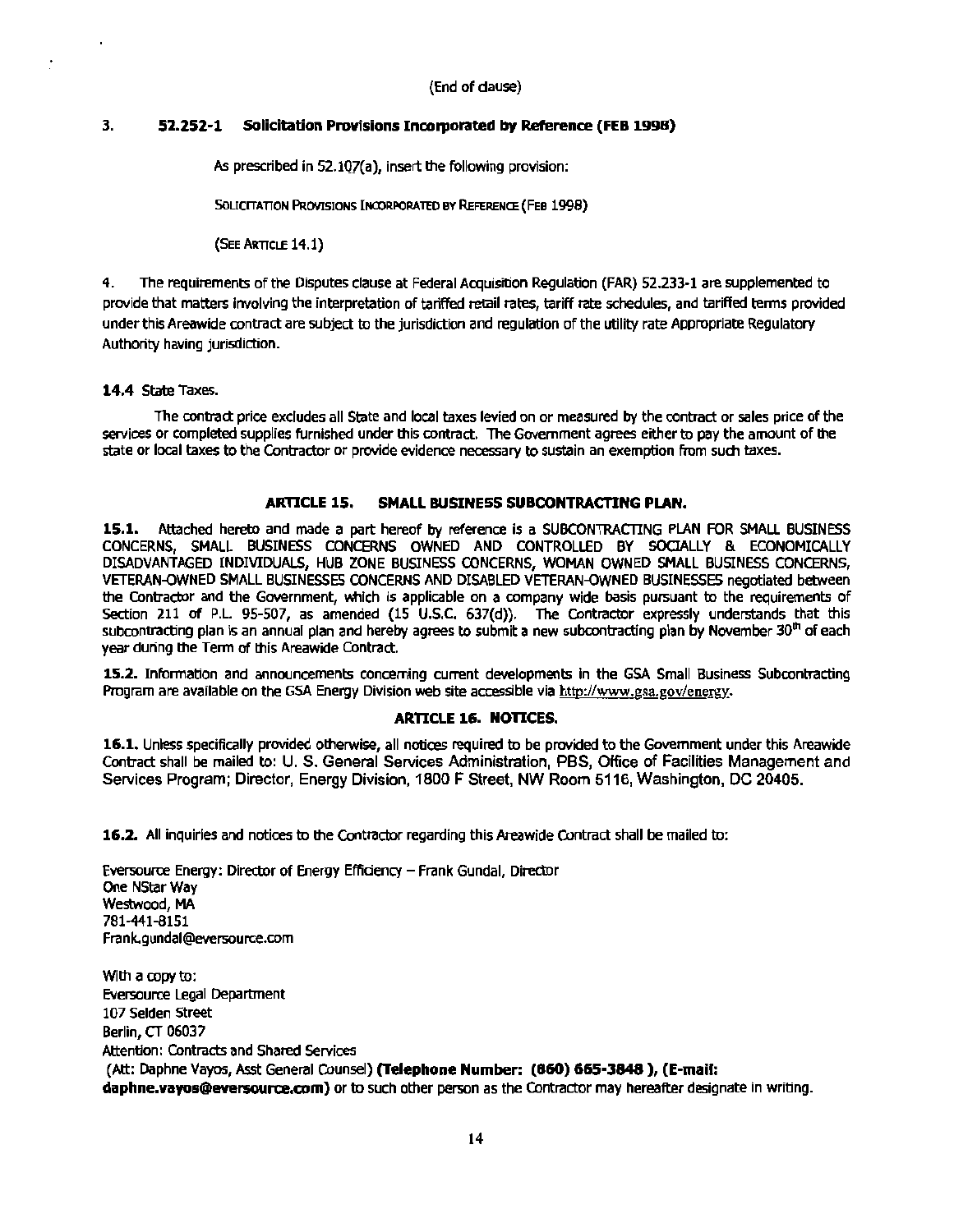(End of clause)

**3. 52.252-1 Solicitation Provisions Incorporated by Reference (FEB 1998)**

As prescribed in 52.107(a), insert the following provision:

SOLICITATION PROVISIONS INCORPORATED BY REFERENCE (FEB 1998)

(SEE ARTICLE 14.1)

4. The requirements of the Disputes clause at Federal Acquisition Regulation (FAR) 52.233-1 are supplemented to provide that matters involving the interpretation of tariffed retail rates, tariff rate schedules, and tariffed terms provided under this Areawide contract are subject to the jurisdiction and regulation of the utility rate Appropriate Regulatory Authority having jurisdiction.

**14.4** State Taxes.

The contract price excludes all State and local taxes levied on or measured by the contract or sales price of the services or completed supplies furnished under this contract. The Government agrees either to pay the amount of the state or local taxes to the Contractor or provide evidence necessary to sustain an exemption from such taxes.

## ARTICLE 15. SMALL BUSINESS SUBCONTRACTING PLAN.

**15.1.** Attached hereto and made a part hereof by reference is a SUBCONTRACTING PLAN FOR SMALL BUSINESS CONCERNS, SMALL BUSINESS CONCERNS OWNED AND CONTROLLED BY SOCIALLY & ECONOMICALLY DISADVANTAGED INDIVIDUALS, HUB ZONE BUSINESS CONCERNS, WOMAN OWNED SMALL BUSINESS CONCERNS, VETERAN-OWNED SMALL BUSINESSES CONCERNS AND DISABLED VETERAN-OWNED BUSINESSES negotiated between the Contractor and the Government, which is applicable on a company wide basis pursuant to the requirements of Section 211 of P.L. 95-507, as amended (15 U.S.C. 637(d)). The Contractor expressly understands that this subcontracting plan is an annual plan and hereby agrees to submit a new subcontracting plan by November 30th of each year during the Term of this Areawide Contract.

**15.2.** Information and announcements concerning current developments in the GSA Small Business Subcontracting Program are available on the GSA Energy Division web site accessible via http://www.gsa.gov/energy.

## ARTICLE 16. NOTICES.

**16.1.** Unless specifically provided otherwise, all notices required to be provided to the Government under this Areawide Contract shall be mailed to: U. S. General Services Administration, PBS, Office of Facilities Management and Services Program; Director, Energy Division, 1800 F Street, NW Room 5116, Washington, DC 20405.

**16.2.** All inquiries and notices to the Contractor regarding this Areawide Contract shall be mailed to:

Eversource Energy: Director of Energy Efficiency – Frank Gundal, Director
One NStar Way
Westwood, MA
781-441-8151
Frank.gundal@eversource.com

With a copy to:
Eversource Legal Department
107 Selden Street
Berlin, CT 06037
Attention: Contracts and Shared Services
(Att: Daphne Vayos, Asst General Counsel) **(Telephone Number: (860) 665-3848 ), (E-mail: daphne.vayos@eversource.com)** or to such other person as the Contractor may hereafter designate in writing.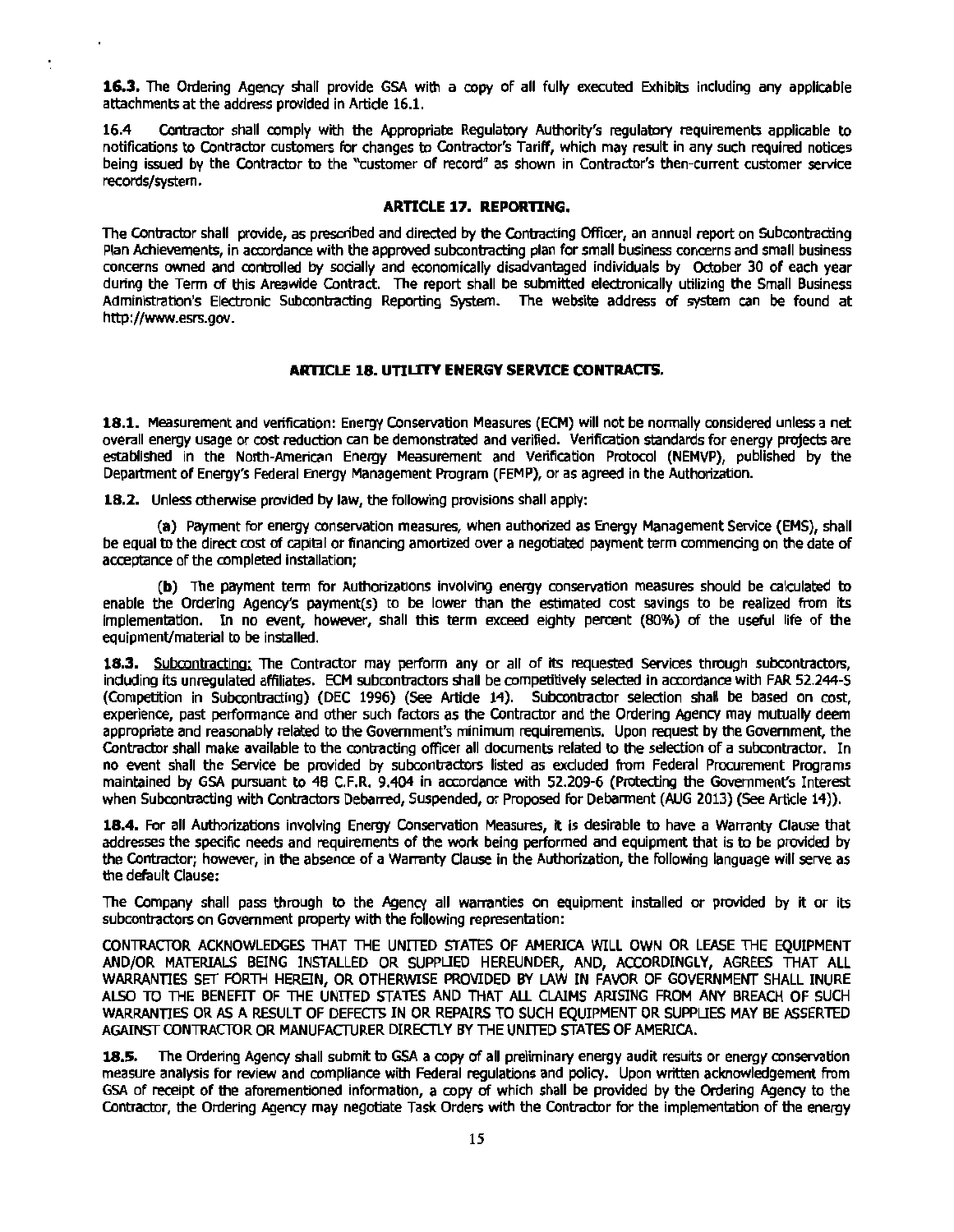**16.3.** The Ordering Agency shall provide GSA with a copy of all fully executed Exhibits including any applicable attachments at the address provided in Article 16.1.

16.4 Contractor shall comply with the Appropriate Regulatory Authority's regulatory requirements applicable to notifications to Contractor customers for changes to Contractor's Tariff, which may result in any such required notices being issued by the Contractor to the "customer of record" as shown in Contractor's then-current customer service records/system.

## ARTICLE 17. REPORTING.

The Contractor shall provide, as prescribed and directed by the Contracting Officer, an annual report on Subcontracting Plan Achievements, in accordance with the approved subcontracting plan for small business concerns and small business concerns owned and controlled by socially and economically disadvantaged individuals by October 30 of each year during the Term of this Areawide Contract. The report shall be submitted electronically utilizing the Small Business Administration's Electronic Subcontracting Reporting System. The website address of system can be found at http://www.esrs.gov.

## ARTICLE 18. UTILITY ENERGY SERVICE CONTRACTS.

**18.1.** Measurement and verification: Energy Conservation Measures (ECM) will not be normally considered unless a net overall energy usage or cost reduction can be demonstrated and verified. Verification standards for energy projects are established in the North-American Energy Measurement and Verification Protocol (NEMVP), published by the Department of Energy's Federal Energy Management Program (FEMP), or as agreed in the Authorization.

**18.2.** Unless otherwise provided by law, the following provisions shall apply:

**(a)** Payment for energy conservation measures, when authorized as Energy Management Service (EMS), shall be equal to the direct cost of capital or financing amortized over a negotiated payment term commencing on the date of acceptance of the completed installation;

**(b)** The payment term for Authorizations involving energy conservation measures should be calculated to enable the Ordering Agency's payment(s) to be lower than the estimated cost savings to be realized from its implementation. In no event, however, shall this term exceed eighty percent (80%) of the useful life of the equipment/material to be installed.

**18.3.** <u>Subcontracting:</u> The Contractor may perform any or all of its requested Services through subcontractors, including its unregulated affiliates. ECM subcontractors shall be competitively selected in accordance with FAR 52.244-5 (Competition in Subcontracting) (DEC 1996) (See Article 14). Subcontractor selection shall be based on cost, experience, past performance and other such factors as the Contractor and the Ordering Agency may mutually deem appropriate and reasonably related to the Government's minimum requirements. Upon request by the Government, the Contractor shall make available to the contracting officer all documents related to the selection of a subcontractor. In no event shall the Service be provided by subcontractors listed as excluded from Federal Procurement Programs maintained by GSA pursuant to 48 C.F.R. 9.404 in accordance with 52.209-6 (Protecting the Government's Interest when Subcontracting with Contractors Debarred, Suspended, or Proposed for Debarment (AUG 2013) (See Article 14)).

**18.4.** For all Authorizations involving Energy Conservation Measures, it is desirable to have a Warranty Clause that addresses the specific needs and requirements of the work being performed and equipment that is to be provided by the Contractor; however, in the absence of a Warranty Clause in the Authorization, the following language will serve as the default Clause:

The Company shall pass through to the Agency all warranties on equipment installed or provided by it or its subcontractors on Government property with the following representation:

CONTRACTOR ACKNOWLEDGES THAT THE UNITED STATES OF AMERICA WILL OWN OR LEASE THE EQUIPMENT AND/OR MATERIALS BEING INSTALLED OR SUPPLIED HEREUNDER, AND, ACCORDINGLY, AGREES THAT ALL WARRANTIES SET FORTH HEREIN, OR OTHERWISE PROVIDED BY LAW IN FAVOR OF GOVERNMENT SHALL INURE ALSO TO THE BENEFIT OF THE UNITED STATES AND THAT ALL CLAIMS ARISING FROM ANY BREACH OF SUCH WARRANTIES OR AS A RESULT OF DEFECTS IN OR REPAIRS TO SUCH EQUIPMENT OR SUPPLIES MAY BE ASSERTED AGAINST CONTRACTOR OR MANUFACTURER DIRECTLY BY THE UNITED STATES OF AMERICA.

**18.5.** The Ordering Agency shall submit to GSA a copy of all preliminary energy audit results or energy conservation measure analysis for review and compliance with Federal regulations and policy. Upon written acknowledgement from GSA of receipt of the aforementioned information, a copy of which shall be provided by the Ordering Agency to the Contractor, the Ordering Agency may negotiate Task Orders with the Contractor for the implementation of the energy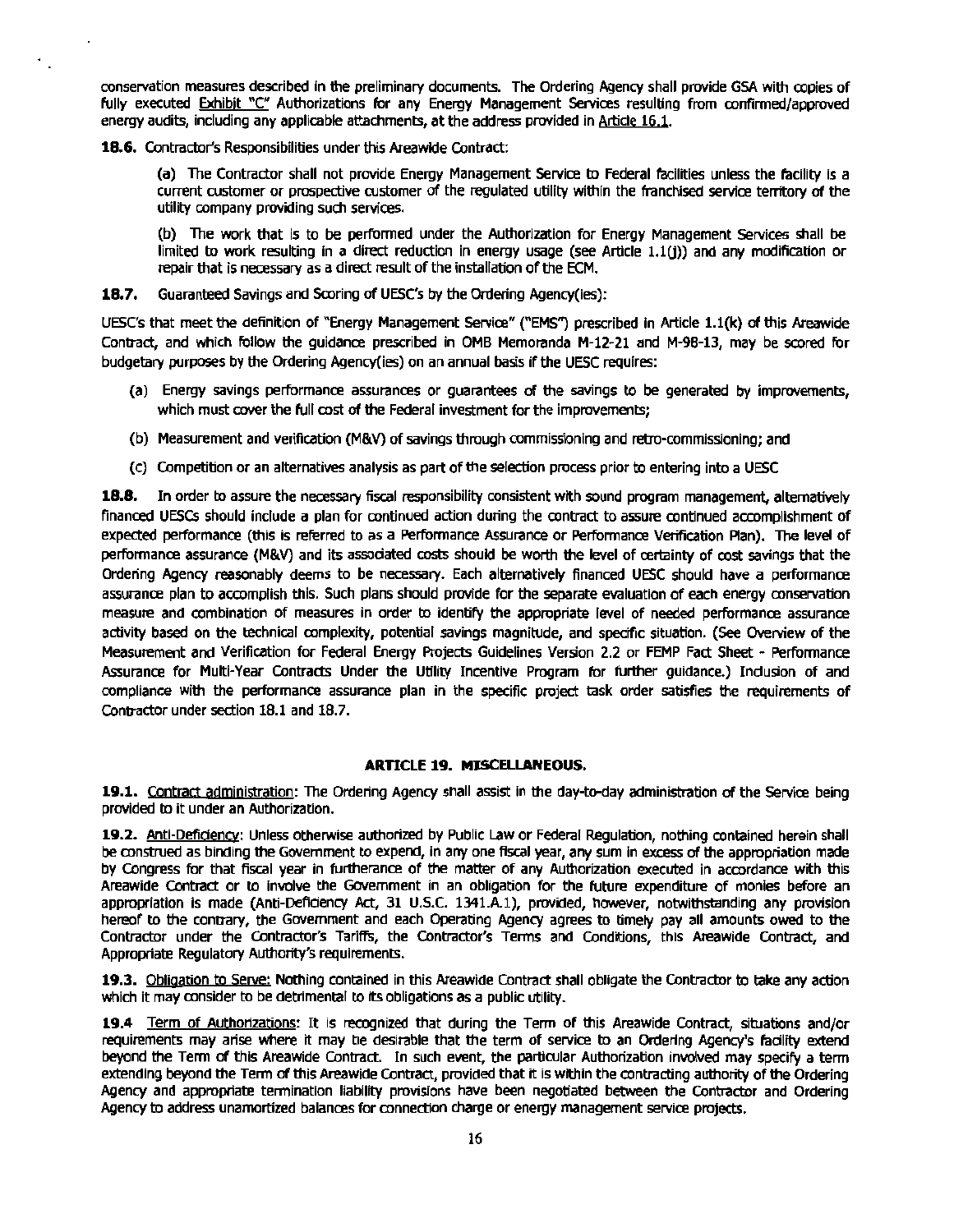conservation measures described in the preliminary documents. The Ordering Agency shall provide GSA with copies of fully executed Exhibit "C" Authorizations for any Energy Management Services resulting from confirmed/approved energy audits, including any applicable attachments, at the address provided in Article 16.1.

**18.6.** Contractor's Responsibilities under this Areawide Contract:

(a) The Contractor shall not provide Energy Management Service to Federal facilities unless the facility is a current customer or prospective customer of the regulated utility within the franchised service territory of the utility company providing such services.

(b) The work that is to be performed under the Authorization for Energy Management Services shall be limited to work resulting in a direct reduction in energy usage (see Article 1.1(j)) and any modification or repair that is necessary as a direct result of the installation of the ECM.

**18.7.** Guaranteed Savings and Scoring of UESC's by the Ordering Agency(ies):

UESC's that meet the definition of "Energy Management Service" ("EMS") prescribed in Article 1.1(k) of this Areawide Contract, and which follow the guidance prescribed in OMB Memoranda M-12-21 and M-98-13, may be scored for budgetary purposes by the Ordering Agency(ies) on an annual basis if the UESC requires:

(a) Energy savings performance assurances or guarantees of the savings to be generated by improvements, which must cover the full cost of the Federal investment for the improvements;

(b) Measurement and verification (M&V) of savings through commissioning and retro-commissioning; and

(c) Competition or an alternatives analysis as part of the selection process prior to entering into a UESC

**18.8.** In order to assure the necessary fiscal responsibility consistent with sound program management, alternatively financed UESCs should include a plan for continued action during the contract to assure continued accomplishment of expected performance (this is referred to as a Performance Assurance or Performance Verification Plan). The level of performance assurance (M&V) and its associated costs should be worth the level of certainty of cost savings that the Ordering Agency reasonably deems to be necessary. Each alternatively financed UESC should have a performance assurance plan to accomplish this. Such plans should provide for the separate evaluation of each energy conservation measure and combination of measures in order to identify the appropriate level of needed performance assurance activity based on the technical complexity, potential savings magnitude, and specific situation. (See Overview of the Measurement and Verification for Federal Energy Projects Guidelines Version 2.2 or FEMP Fact Sheet - Performance Assurance for Multi-Year Contracts Under the Utility Incentive Program for further guidance.) Inclusion of and compliance with the performance assurance plan in the specific project task order satisfies the requirements of Contractor under section 18.1 and 18.7.

## ARTICLE 19. MISCELLANEOUS.

**19.1.** Contract administration: The Ordering Agency shall assist in the day-to-day administration of the Service being provided to it under an Authorization.

**19.2.** Anti-Deficiency: Unless otherwise authorized by Public Law or Federal Regulation, nothing contained herein shall be construed as binding the Government to expend, in any one fiscal year, any sum in excess of the appropriation made by Congress for that fiscal year in furtherance of the matter of any Authorization executed in accordance with this Areawide Contract or to involve the Government in an obligation for the future expenditure of monies before an appropriation is made (Anti-Deficiency Act, 31 U.S.C. 1341.A.1), provided, however, notwithstanding any provision hereof to the contrary, the Government and each Operating Agency agrees to timely pay all amounts owed to the Contractor under the Contractor's Tariffs, the Contractor's Terms and Conditions, this Areawide Contract, and Appropriate Regulatory Authority's requirements.

**19.3.** Obligation to Serve: Nothing contained in this Areawide Contract shall obligate the Contractor to take any action which it may consider to be detrimental to its obligations as a public utility.

**19.4** Term of Authorizations: It is recognized that during the Term of this Areawide Contract, situations and/or requirements may arise where it may be desirable that the term of service to an Ordering Agency's facility extend beyond the Term of this Areawide Contract. In such event, the particular Authorization involved may specify a term extending beyond the Term of this Areawide Contract, provided that it is within the contracting authority of the Ordering Agency and appropriate termination liability provisions have been negotiated between the Contractor and Ordering Agency to address unamortized balances for connection charge or energy management service projects.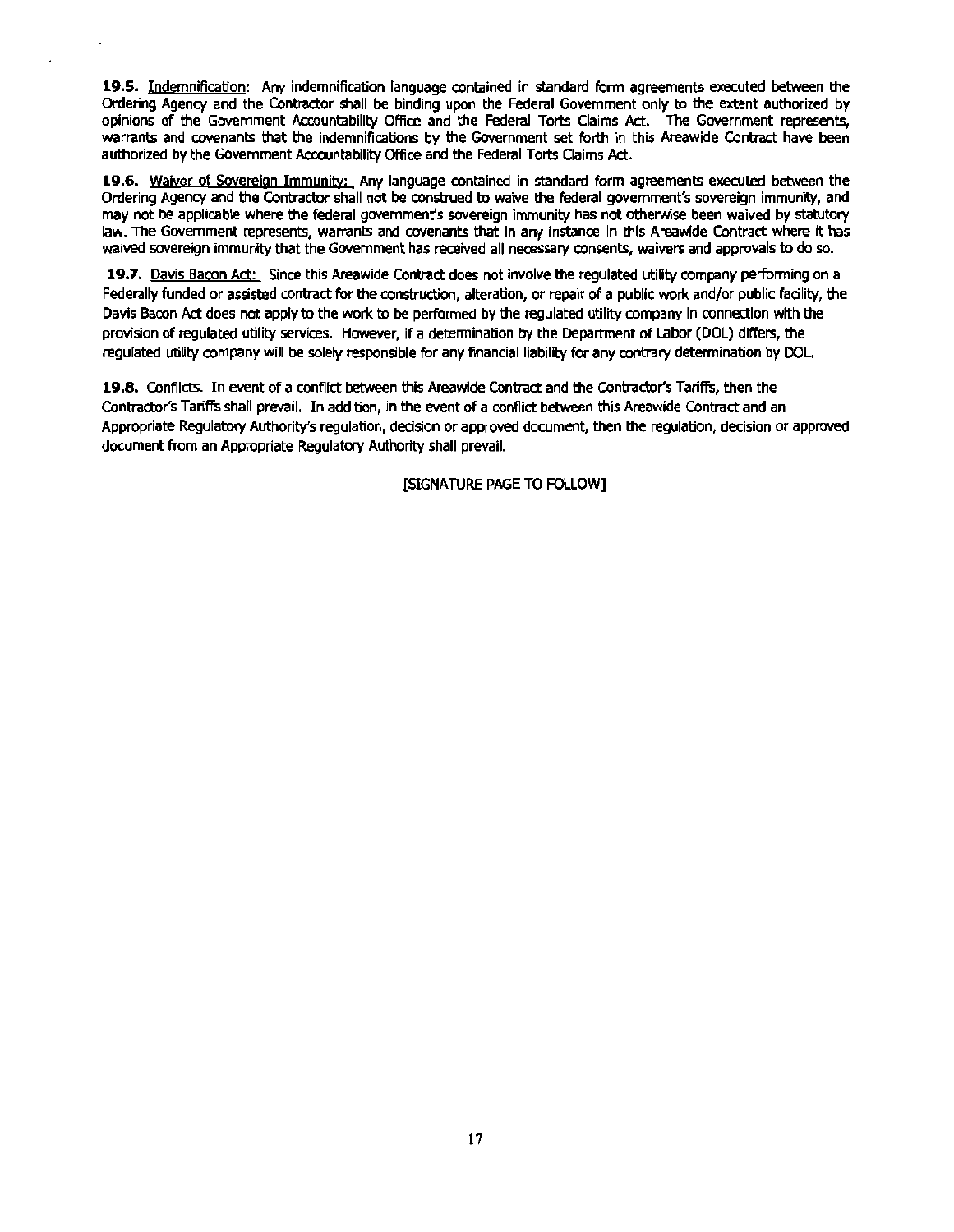**19.5.** Indemnification: Any indemnification language contained in standard form agreements executed between the Ordering Agency and the Contractor shall be binding upon the Federal Government only to the extent authorized by opinions of the Government Accountability Office and the Federal Torts Claims Act. The Government represents, warrants and covenants that the indemnifications by the Government set forth in this Areawide Contract have been authorized by the Government Accountability Office and the Federal Torts Claims Act.

**19.6.** Waiver of Sovereign Immunity: Any language contained in standard form agreements executed between the Ordering Agency and the Contractor shall not be construed to waive the federal government's sovereign immunity, and may not be applicable where the federal government's sovereign immunity has not otherwise been waived by statutory law. The Government represents, warrants and covenants that in any instance in this Areawide Contract where it has waived sovereign immunity that the Government has received all necessary consents, waivers and approvals to do so.

**19.7.** Davis Bacon Act: Since this Areawide Contract does not involve the regulated utility company performing on a Federally funded or assisted contract for the construction, alteration, or repair of a public work and/or public facility, the Davis Bacon Act does not apply to the work to be performed by the regulated utility company in connection with the provision of regulated utility services. However, if a determination by the Department of Labor (DOL) differs, the regulated utility company will be solely responsible for any financial liability for any contrary determination by DOL.

**19.8.** Conflicts. In event of a conflict between this Areawide Contract and the Contractor's Tariffs, then the Contractor's Tariffs shall prevail. In addition, in the event of a conflict between this Areawide Contract and an Appropriate Regulatory Authority's regulation, decision or approved document, then the regulation, decision or approved document from an Appropriate Regulatory Authority shall prevail.

[SIGNATURE PAGE TO FOLLOW]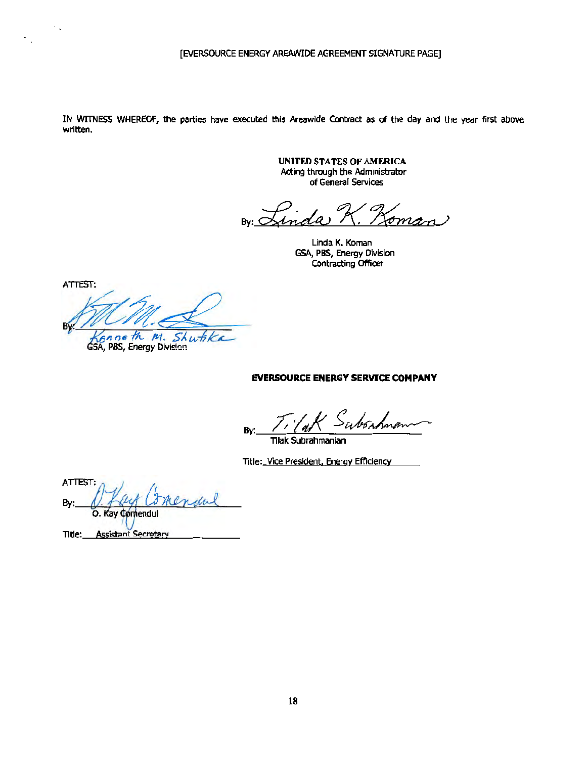[EVERSOURCE ENERGY AREAWIDE AGREEMENT SIGNATURE PAGE]

IN WITNESS WHEREOF, the parties have executed this Areawide Contract as of the day and the year first above written.

**UNITED STATES OF AMERICA**
Acting through the Administrator
of General Services

By: *Linda K. Koman*

Linda K. Koman
GSA, PBS, Energy Division
Contracting Officer

ATTEST:

By: *Kenneth M. Shutika*
GSA, PBS, Energy Division

**EVERSOURCE ENERGY SERVICE COMPANY**

By: *Tilak Subrahmanian*
Tilak Subrahmanian

Title: Vice President, Energy Efficiency

ATTEST:

By: *O. Kay Comendul*
O. Kay Comendul

Title: Assistant Secretary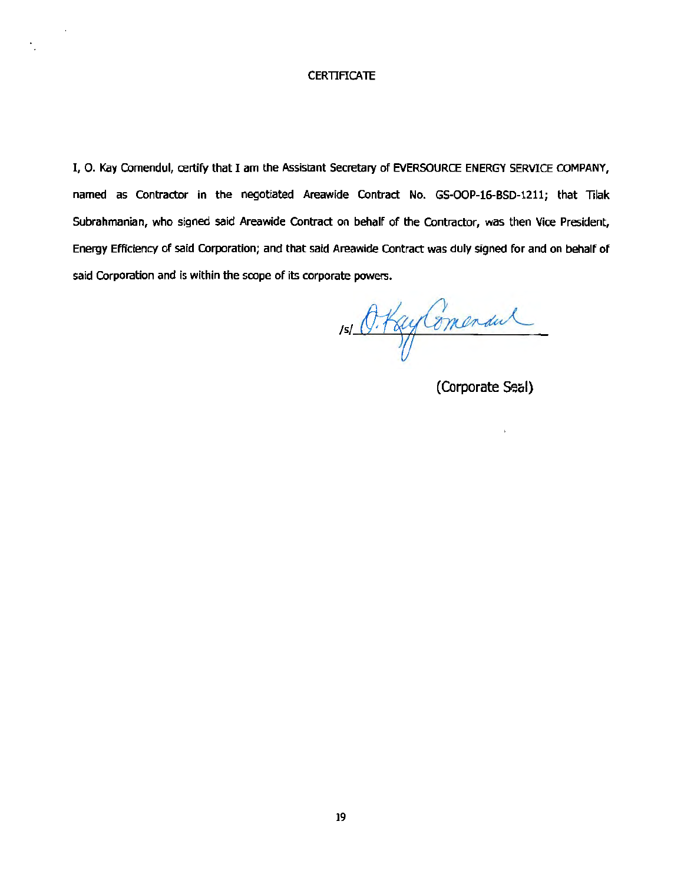# CERTIFICATE

I, O. Kay Comendul, certify that I am the Assistant Secretary of EVERSOURCE ENERGY SERVICE COMPANY, named as Contractor in the negotiated Areawide Contract No. GS-OOP-16-BSD-1211; that Tilak Subrahmanian, who signed said Areawide Contract on behalf of the Contractor, was then Vice President, Energy Efficiency of said Corporation; and that said Areawide Contract was duly signed for and on behalf of said Corporation and is within the scope of its corporate powers.

/s/ O. Kay Comendul

(Corporate Seal)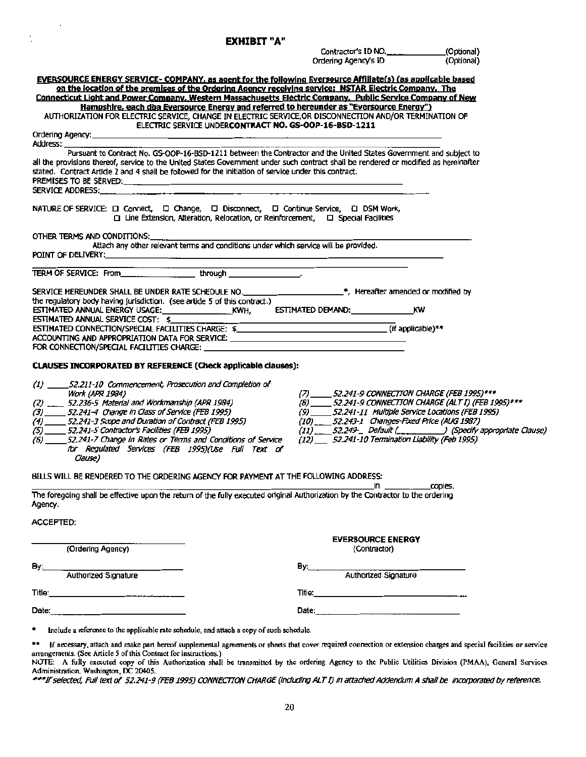# EXHIBIT "A"

Contractor's ID NO.______________(Optional)
Ordering Agency's ID (Optional)

**EVERSOURCE ENERGY SERVICE- COMPANY, as agent for the following Eversource Affiliate(s) (as applicable based on the location of the premises of the Ordering Agency receiving service: NSTAR Electric Company, The Connecticut Light and Power Company, Western Massachusetts Electric Company, Public Service Company of New Hampshire, each dba Eversource Energy and referred to hereunder as "Eversource Energy")**

AUTHORIZATION FOR ELECTRIC SERVICE, CHANGE IN ELECTRIC SERVICE,OR DISCONNECTION AND/OR TERMINATION OF ELECTRIC SERVICE UNDER**CONTRACT NO. GS-OOP-16-BSD-1211**

Ordering Agency:_______________________________________________

Address:_______________________________________________

Pursuant to Contract No. GS-OOP-16-BSD-1211 between the Contractor and the United States Government and subject to all the provisions thereof, service to the United States Government under such contract shall be rendered or modified as hereinafter stated. Contract Article 2 and 4 shall be followed for the initiation of service under this contract.

PREMISES TO BE SERVED:_______________________________________________

SERVICE ADDRESS:_______________________________________________

NATURE OF SERVICE: ☐ Connect, ☐ Change, ☐ Disconnect, ☐ Continue Service, ☐ DSM Work, ☐ Line Extension, Alteration, Relocation, or Reinforcement, ☐ Special Facilities

OTHER TERMS AND CONDITIONS:_______________________________________________

Attach any other relevant terms and conditions under which service will be provided.

POINT OF DELIVERY:_______________________________________________

TERM OF SERVICE: From_______________ through _______________.

SERVICE HEREUNDER SHALL BE UNDER RATE SCHEDULE NO._______________________*, Hereafter amended or modified by the regulatory body having jurisdiction. (see article 5 of this contract.)

ESTIMATED ANNUAL ENERGY USAGE:_______________KWH, ESTIMATED DEMAND:_______________KW

ESTIMATED ANNUAL SERVICE COST: $_______________________________________________

ESTIMATED CONNECTION/SPECIAL FACILITIES CHARGE: $_______________________________ (if applicable)**

ACCOUNTING AND APPROPRIATION DATA FOR SERVICE: _______________________________________________

FOR CONNECTION/SPECIAL FACILITIES CHARGE: _______________________________________________

**CLAUSES INCORPORATED BY REFERENCE (Check applicable clauses):**

*(1) _____52.211-10 Commencement, Prosecution and Completion of Work (APR 1984)*
*(2) _____ 52.236-5 Material and Workmanship (APR 1984)*
*(3) _____52.241-4 Change in Class of Service (FEB 1995)*
*(4) _____52.241-3 Scope and Duration of Contract (FEB 1995)*
*(5) _____52.241-5 Contractor's Facilities (FEB 1995)*
*(6) _____52.241-7 Change in Rates or Terms and Conditions of Service for Regulated Services (FEB 1995)(Use Full Text of Clause)*
*(7) _____52.241-9 CONNECTION CHARGE (FEB 1995)****
*(8) _____52.241-9 CONNECTION CHARGE (ALT I) (FEB 1995)****
*(9) _____52.241-11 Multiple Service Locations (FEB 1995)*
*(10) _____52.243-1 Changes-Fixed Price (AUG 1987)*
*(11) _____52.249-_ Default (__________) (Specify appropriate Clause)*
*(12) _____52.241-10 Termination Liability (Feb 1995)*

BILLS WILL BE RENDERED TO THE ORDERING AGENCY FOR PAYMENT AT THE FOLLOWING ADDRESS:

_______________________________________________ in __________copies.

The foregoing shall be effective upon the return of the fully executed original Authorization by the Contractor to the ordering Agency.

ACCEPTED:

| | |
|---|---|
| _______________________ (Ordering Agency) | **EVERSOURCE ENERGY** (Contractor) |
| By:_______________________ Authorized Signature | By:_______________________ Authorized Signature |
| Title:_______________________ | Title:_______________________ |
| Date:_______________________ | Date:_______________________ |

\* Include a reference to the applicable rate schedule, and attach a copy of such schedule.

** If necessary, attach and make part hereof supplemental agreements or sheets that cover required connection or extension charges and special facilities or service arrangements. (See Article 5 of this Contract for instructions.)

NOTE: A fully executed copy of this Authorization shall be transmitted by the ordering Agency to the Public Utilities Division (PMAA), General Services Administration, Washington, DC 20405.

****If selected, Full text of 52.241-9 (FEB 1995) CONNECTION CHARGE (including ALT I) in attached Addendum A shall be incorporated by reference.*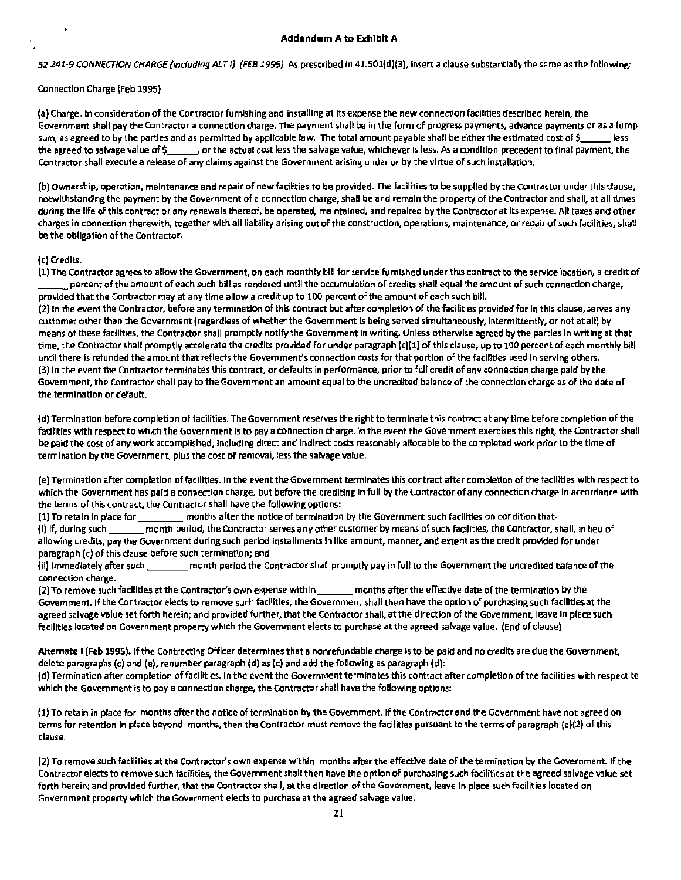## Addendum A to Exhibit A

*52.241-9 CONNECTION CHARGE (including ALT I) (FEB 1995)* As prescribed in 41.501(d)(3), insert a clause substantially the same as the following:

Connection Charge (Feb 1995)

(a) Charge. In consideration of the Contractor furnishing and installing at its expense the new connection facilities described herein, the Government shall pay the Contractor a connection charge. The payment shall be in the form of progress payments, advance payments or as a lump sum, as agreed to by the parties and as permitted by applicable law. The total amount payable shall be either the estimated cost of $______ less the agreed to salvage value of $______, or the actual cost less the salvage value, whichever is less. As a condition precedent to final payment, the Contractor shall execute a release of any claims against the Government arising under or by the virtue of such installation.

(b) Ownership, operation, maintenance and repair of new facilities to be provided. The facilities to be supplied by the Contractor under this clause, notwithstanding the payment by the Government of a connection charge, shall be and remain the property of the Contractor and shall, at all times during the life of this contract or any renewals thereof, be operated, maintained, and repaired by the Contractor at its expense. All taxes and other charges in connection therewith, together with all liability arising out of the construction, operations, maintenance, or repair of such facilities, shall be the obligation of the Contractor.

(c) Credits.
(1) The Contractor agrees to allow the Government, on each monthly bill for service furnished under this contract to the service location, a credit of ______ percent of the amount of each such bill as rendered until the accumulation of credits shall equal the amount of such connection charge, provided that the Contractor may at any time allow a credit up to 100 percent of the amount of each such bill.
(2) In the event the Contractor, before any termination of this contract but after completion of the facilities provided for in this clause, serves any customer other than the Government (regardless of whether the Government is being served simultaneously, intermittently, or not at all) by means of these facilities, the Contractor shall promptly notify the Government in writing. Unless otherwise agreed by the parties in writing at that time, the Contractor shall promptly accelerate the credits provided for under paragraph (c)(1) of this clause, up to 100 percent of each monthly bill until there is refunded the amount that reflects the Government's connection costs for that portion of the facilities used in serving others.
(3) In the event the Contractor terminates this contract, or defaults in performance, prior to full credit of any connection charge paid by the Government, the Contractor shall pay to the Government an amount equal to the uncredited balance of the connection charge as of the date of the termination or default.

(d) Termination before completion of facilities. The Government reserves the right to terminate this contract at any time before completion of the facilities with respect to which the Government is to pay a connection charge. In the event the Government exercises this right, the Contractor shall be paid the cost of any work accomplished, including direct and indirect costs reasonably allocable to the completed work prior to the time of termination by the Government, plus the cost of removal, less the salvage value.

(e) Termination after completion of facilities. In the event the Government terminates this contract after completion of the facilities with respect to which the Government has paid a connection charge, but before the crediting in full by the Contractor of any connection charge in accordance with the terms of this contract, the Contractor shall have the following options:
(1) To retain in place for _________ months after the notice of termination by the Government such facilities on condition that-
(i) If, during such _______ month period, the Contractor serves any other customer by means of such facilities, the Contractor, shall, in lieu of allowing credits, pay the Government during such period installments in like amount, manner, and extent as the credit provided for under paragraph (c) of this clause before such termination; and
(ii) Immediately after such ________ month period the Contractor shall promptly pay in full to the Government the uncredited balance of the connection charge.
(2) To remove such facilities at the Contractor's own expense within _______ months after the effective date of the termination by the Government. If the Contractor elects to remove such facilities, the Government shall then have the option of purchasing such facilities at the agreed salvage value set forth herein; and provided further, that the Contractor shall, at the direction of the Government, leave in place such facilities located on Government property which the Government elects to purchase at the agreed salvage value. (End of clause)

**Alternate I (Feb 1995).** If the Contracting Officer determines that a nonrefundable charge is to be paid and no credits are due the Government, delete paragraphs (c) and (e), renumber paragraph (d) as (c) and add the following as paragraph (d):
(d) Termination after completion of facilities. In the event the Government terminates this contract after completion of the facilities with respect to which the Government is to pay a connection charge, the Contractor shall have the following options:

(1) To retain in place for months after the notice of termination by the Government. If the Contractor and the Government have not agreed on terms for retention in place beyond months, then the Contractor must remove the facilities pursuant to the terms of paragraph (d)(2) of this clause.

(2) To remove such facilities at the Contractor's own expense within months after the effective date of the termination by the Government. If the Contractor elects to remove such facilities, the Government shall then have the option of purchasing such facilities at the agreed salvage value set forth herein; and provided further, that the Contractor shall, at the direction of the Government, leave in place such facilities located on Government property which the Government elects to purchase at the agreed salvage value.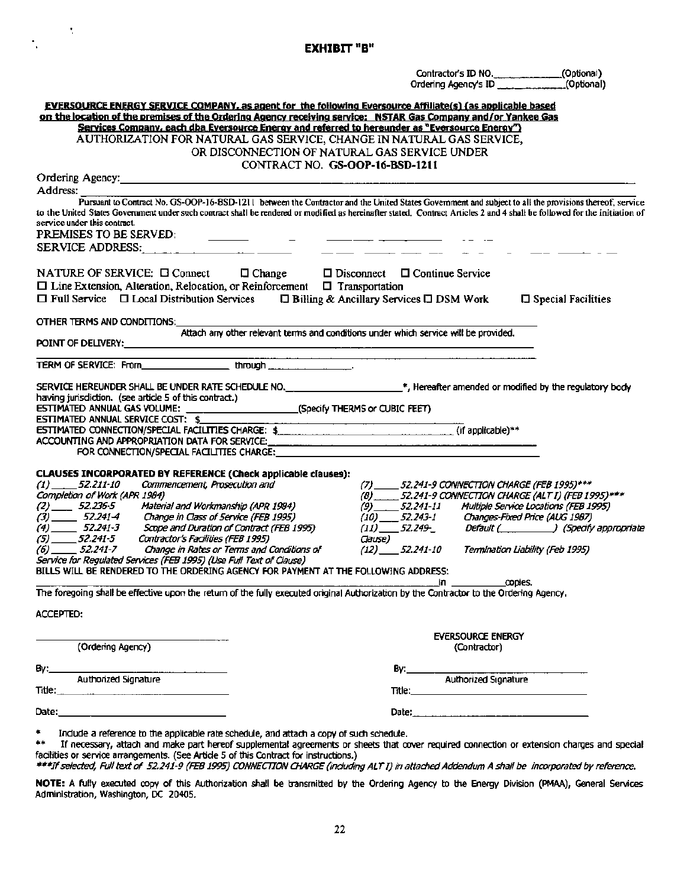# EXHIBIT "B"

Contractor's ID NO.\_\_\_\_\_\_\_\_\_\_\_\_(Optional)
Ordering Agency's ID \_\_\_\_\_\_\_\_\_\_\_\_(Optional)

**EVERSOURCE ENERGY SERVICE COMPANY, as agent for the following Eversource Affiliate(s) (as applicable based on the location of the premises of the Ordering Agency receiving service: NSTAR Gas Company and/or Yankee Gas Services Company, each dba Eversource Energy and referred to hereunder as "Eversource Energy")**

AUTHORIZATION FOR NATURAL GAS SERVICE, CHANGE IN NATURAL GAS SERVICE, OR DISCONNECTION OF NATURAL GAS SERVICE UNDER CONTRACT NO. **GS-OOP-16-BSD-1211**

Ordering Agency: \_\_\_\_\_\_\_\_\_\_\_\_\_\_\_\_\_\_\_\_\_\_\_\_\_\_\_\_\_\_\_\_\_\_\_\_\_\_\_\_

Address: \_\_\_\_\_\_\_\_\_\_\_\_\_\_\_\_\_\_\_\_\_\_\_\_\_\_\_\_\_\_\_\_\_\_\_\_\_\_\_\_

Pursuant to Contract No. GS-OOP-16-BSD-1211 between the Contractor and the United States Government and subject to all the provisions thereof, service to the United States Government under such contract shall be rendered or modified as hereinafter stated. Contract Articles 2 and 4 shall be followed for the initiation of service under this contract.

PREMISES TO BE SERVED: \_\_\_\_\_\_\_\_\_\_\_\_\_\_\_\_\_\_\_\_\_\_\_\_\_\_\_\_\_\_\_\_\_\_\_\_\_\_\_\_

SERVICE ADDRESS: \_\_\_\_\_\_\_\_\_\_\_\_\_\_\_\_\_\_\_\_\_\_\_\_\_\_\_\_\_\_\_\_\_\_\_\_\_\_\_\_

NATURE OF SERVICE: ☐ Connect ☐ Change ☐ Disconnect ☐ Continue Service
☐ Line Extension, Alteration, Relocation, or Reinforcement ☐ Transportation
☐ Full Service ☐ Local Distribution Services ☐ Billing & Ancillary Services ☐ DSM Work ☐ Special Facilities

OTHER TERMS AND CONDITIONS: \_\_\_\_\_\_\_\_\_\_\_\_\_\_\_\_\_\_\_\_\_\_\_\_\_\_\_\_\_\_\_\_\_\_\_\_\_\_\_\_
Attach any other relevant terms and conditions under which service will be provided.

POINT OF DELIVERY: \_\_\_\_\_\_\_\_\_\_\_\_\_\_\_\_\_\_\_\_\_\_\_\_\_\_\_\_\_\_\_\_\_\_\_\_\_\_\_\_

TERM OF SERVICE: From\_\_\_\_\_\_\_\_\_\_\_\_\_\_\_\_ through \_\_\_\_\_\_\_\_\_\_\_\_\_\_\_\_.

SERVICE HEREUNDER SHALL BE UNDER RATE SCHEDULE NO.\_\_\_\_\_\_\_\_\_\_\_\_\_\_\_\_\_\_\_\_*, Hereafter amended or modified by the regulatory body having jurisdiction. (see article 5 of this contract.)

ESTIMATED ANNUAL GAS VOLUME: \_\_\_\_\_\_\_\_\_\_\_\_\_\_\_\_\_\_\_\_(Specify THERMS or CUBIC FEET)

ESTIMATED ANNUAL SERVICE COST: $\_\_\_\_\_\_\_\_\_\_\_\_\_\_\_\_\_\_\_\_

ESTIMATED CONNECTION/SPECIAL FACILITIES CHARGE: $\_\_\_\_\_\_\_\_\_\_\_\_\_\_\_\_\_\_\_\_ (if applicable)**

ACCOUNTING AND APPROPRIATION DATA FOR SERVICE: \_\_\_\_\_\_\_\_\_\_\_\_\_\_\_\_\_\_\_\_\_\_\_\_\_\_\_\_\_\_\_\_\_\_\_\_\_\_\_\_

FOR CONNECTION/SPECIAL FACILITIES CHARGE: \_\_\_\_\_\_\_\_\_\_\_\_\_\_\_\_\_\_\_\_\_\_\_\_\_\_\_\_\_\_\_\_\_\_\_\_\_\_\_\_

**CLAUSES INCORPORATED BY REFERENCE (Check applicable clauses):**

*(1) \_\_\_\_ 52.211-10 Commencement, Prosecution and Completion of Work (APR 1984)*
*(2) \_\_\_\_ 52.236-5 Material and Workmanship (APR 1984)*
*(3) \_\_\_\_ 52.241-4 Change in Class of Service (FEB 1995)*
*(4) \_\_\_\_ 52.241-3 Scope and Duration of Contract (FEB 1995)*
*(5) \_\_\_\_ 52.241-5 Contractor's Facilities (FEB 1995)*
*(6) \_\_\_\_ 52.241-7 Change in Rates or Terms and Conditions of Service for Regulated Services (FEB 1995) (Use Full Text of Clause)*
*(7) \_\_\_\_ 52.241-9 CONNECTION CHARGE (FEB 1995)****
*(8) \_\_\_\_ 52.241-9 CONNECTION CHARGE (ALT I) (FEB 1995)****
*(9) \_\_\_\_ 52.241-11 Multiple Service Locations (FEB 1995)*
*(10) \_\_\_\_ 52.243-1 Changes-Fixed Price (AUG 1987)*
*(11) \_\_\_\_ 52.249-\_ Default (\_\_\_\_\_\_\_\_) (Specify appropriate Clause)*
*(12) \_\_\_\_ 52.241-10 Termination Liability (Feb 1995)*

BILLS WILL BE RENDERED TO THE ORDERING AGENCY FOR PAYMENT AT THE FOLLOWING ADDRESS:
\_\_\_\_\_\_\_\_\_\_\_\_\_\_\_\_\_\_\_\_\_\_\_\_\_\_\_\_\_\_\_\_\_\_\_\_\_\_\_\_ in \_\_\_\_\_\_\_\_copies.

The foregoing shall be effective upon the return of the fully executed original Authorization by the Contractor to the Ordering Agency.

ACCEPTED:

\_\_\_\_\_\_\_\_\_\_\_\_\_\_\_\_\_\_\_\_\_\_\_\_\_\_\_\_
(Ordering Agency)

By: \_\_\_\_\_\_\_\_\_\_\_\_\_\_\_\_\_\_\_\_\_\_\_\_\_\_\_\_
Authorized Signature

Title: \_\_\_\_\_\_\_\_\_\_\_\_\_\_\_\_\_\_\_\_\_\_\_\_\_\_\_\_

Date: \_\_\_\_\_\_\_\_\_\_\_\_\_\_\_\_\_\_\_\_\_\_\_\_\_\_\_\_

EVERSOURCE ENERGY
(Contractor)

By: \_\_\_\_\_\_\_\_\_\_\_\_\_\_\_\_\_\_\_\_\_\_\_\_\_\_\_\_
Authorized Signature

Title: \_\_\_\_\_\_\_\_\_\_\_\_\_\_\_\_\_\_\_\_\_\_\_\_\_\_\_\_

Date: \_\_\_\_\_\_\_\_\_\_\_\_\_\_\_\_\_\_\_\_\_\_\_\_\_\_\_\_

\* Include a reference to the applicable rate schedule, and attach a copy of such schedule.

\*\* If necessary, attach and make part hereof supplemental agreements or sheets that cover required connection or extension charges and special facilities or service arrangements. (See Article 5 of this Contract for instructions.)

*\*\*\*If selected, Full text of 52.241-9 (FEB 1995) CONNECTION CHARGE (including ALT I) in attached Addendum A shall be incorporated by reference.*

**NOTE:** A fully executed copy of this Authorization shall be transmitted by the Ordering Agency to the Energy Division (PMAA), General Services Administration, Washington, DC 20405.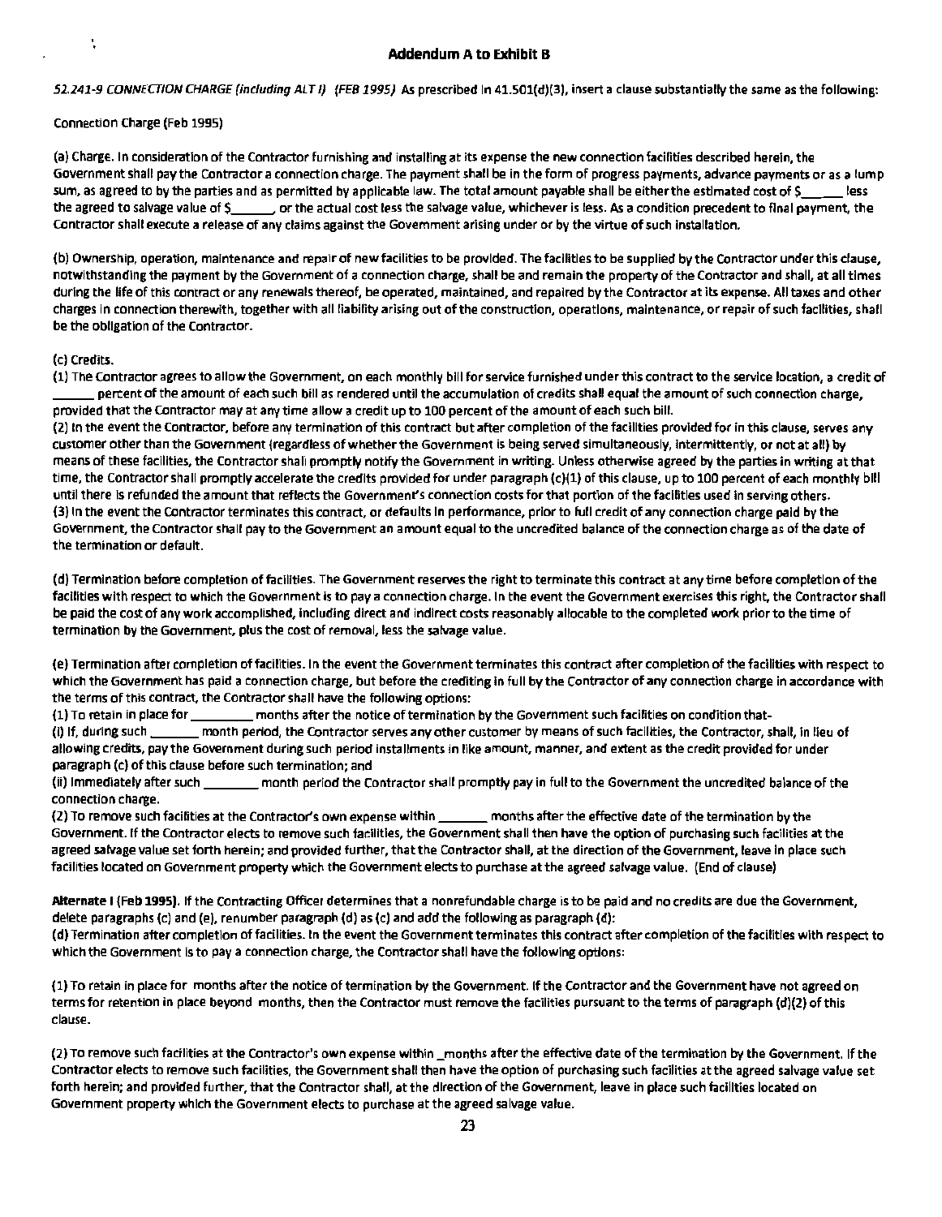## Addendum A to Exhibit B

*52.241-9 CONNECTION CHARGE (including ALT I) (FEB 1995)* As prescribed in 41.501(d)(3), insert a clause substantially the same as the following:

Connection Charge (Feb 1995)

(a) Charge. In consideration of the Contractor furnishing and installing at its expense the new connection facilities described herein, the Government shall pay the Contractor a connection charge. The payment shall be in the form of progress payments, advance payments or as a lump sum, as agreed to by the parties and as permitted by applicable law. The total amount payable shall be either the estimated cost of $_____ less the agreed to salvage value of $______, or the actual cost less the salvage value, whichever is less. As a condition precedent to final payment, the Contractor shall execute a release of any claims against the Government arising under or by the virtue of such installation.

(b) Ownership, operation, maintenance and repair of new facilities to be provided. The facilities to be supplied by the Contractor under this clause, notwithstanding the payment by the Government of a connection charge, shall be and remain the property of the Contractor and shall, at all times during the life of this contract or any renewals thereof, be operated, maintained, and repaired by the Contractor at its expense. All taxes and other charges in connection therewith, together with all liability arising out of the construction, operations, maintenance, or repair of such facilities, shall be the obligation of the Contractor.

(c) Credits.
(1) The Contractor agrees to allow the Government, on each monthly bill for service furnished under this contract to the service location, a credit of ______ percent of the amount of each such bill as rendered until the accumulation of credits shall equal the amount of such connection charge, provided that the Contractor may at any time allow a credit up to 100 percent of the amount of each such bill.
(2) In the event the Contractor, before any termination of this contract but after completion of the facilities provided for in this clause, serves any customer other than the Government (regardless of whether the Government is being served simultaneously, intermittently, or not at all) by means of these facilities, the Contractor shall promptly notify the Government in writing. Unless otherwise agreed by the parties in writing at that time, the Contractor shall promptly accelerate the credits provided for under paragraph (c)(1) of this clause, up to 100 percent of each monthly bill until there is refunded the amount that reflects the Government's connection costs for that portion of the facilities used in serving others.
(3) In the event the Contractor terminates this contract, or defaults in performance, prior to full credit of any connection charge paid by the Government, the Contractor shall pay to the Government an amount equal to the uncredited balance of the connection charge as of the date of the termination or default.

(d) Termination before completion of facilities. The Government reserves the right to terminate this contract at any time before completion of the facilities with respect to which the Government is to pay a connection charge. In the event the Government exercises this right, the Contractor shall be paid the cost of any work accomplished, including direct and indirect costs reasonably allocable to the completed work prior to the time of termination by the Government, plus the cost of removal, less the salvage value.

(e) Termination after completion of facilities. In the event the Government terminates this contract after completion of the facilities with respect to which the Government has paid a connection charge, but before the crediting in full by the Contractor of any connection charge in accordance with the terms of this contract, the Contractor shall have the following options:
(1) To retain in place for _________ months after the notice of termination by the Government such facilities on condition that-
(i) If, during such _______ month period, the Contractor serves any other customer by means of such facilities, the Contractor, shall, in lieu of allowing credits, pay the Government during such period installments in like amount, manner, and extent as the credit provided for under paragraph (c) of this clause before such termination; and
(ii) Immediately after such ________ month period the Contractor shall promptly pay in full to the Government the uncredited balance of the connection charge.
(2) To remove such facilities at the Contractor's own expense within _______ months after the effective date of the termination by the Government. If the Contractor elects to remove such facilities, the Government shall then have the option of purchasing such facilities at the agreed salvage value set forth herein; and provided further, that the Contractor shall, at the direction of the Government, leave in place such facilities located on Government property which the Government elects to purchase at the agreed salvage value. (End of clause)

**Alternate I (Feb 1995).** If the Contracting Officer determines that a nonrefundable charge is to be paid and no credits are due the Government, delete paragraphs (c) and (e), renumber paragraph (d) as (c) and add the following as paragraph (d):
(d) Termination after completion of facilities. In the event the Government terminates this contract after completion of the facilities with respect to which the Government is to pay a connection charge, the Contractor shall have the following options:

(1) To retain in place for months after the notice of termination by the Government. If the Contractor and the Government have not agreed on terms for retention in place beyond months, then the Contractor must remove the facilities pursuant to the terms of paragraph (d)(2) of this clause.

(2) To remove such facilities at the Contractor's own expense within _months after the effective date of the termination by the Government. If the Contractor elects to remove such facilities, the Government shall then have the option of purchasing such facilities at the agreed salvage value set forth herein; and provided further, that the Contractor shall, at the direction of the Government, leave in place such facilities located on Government property which the Government elects to purchase at the agreed salvage value.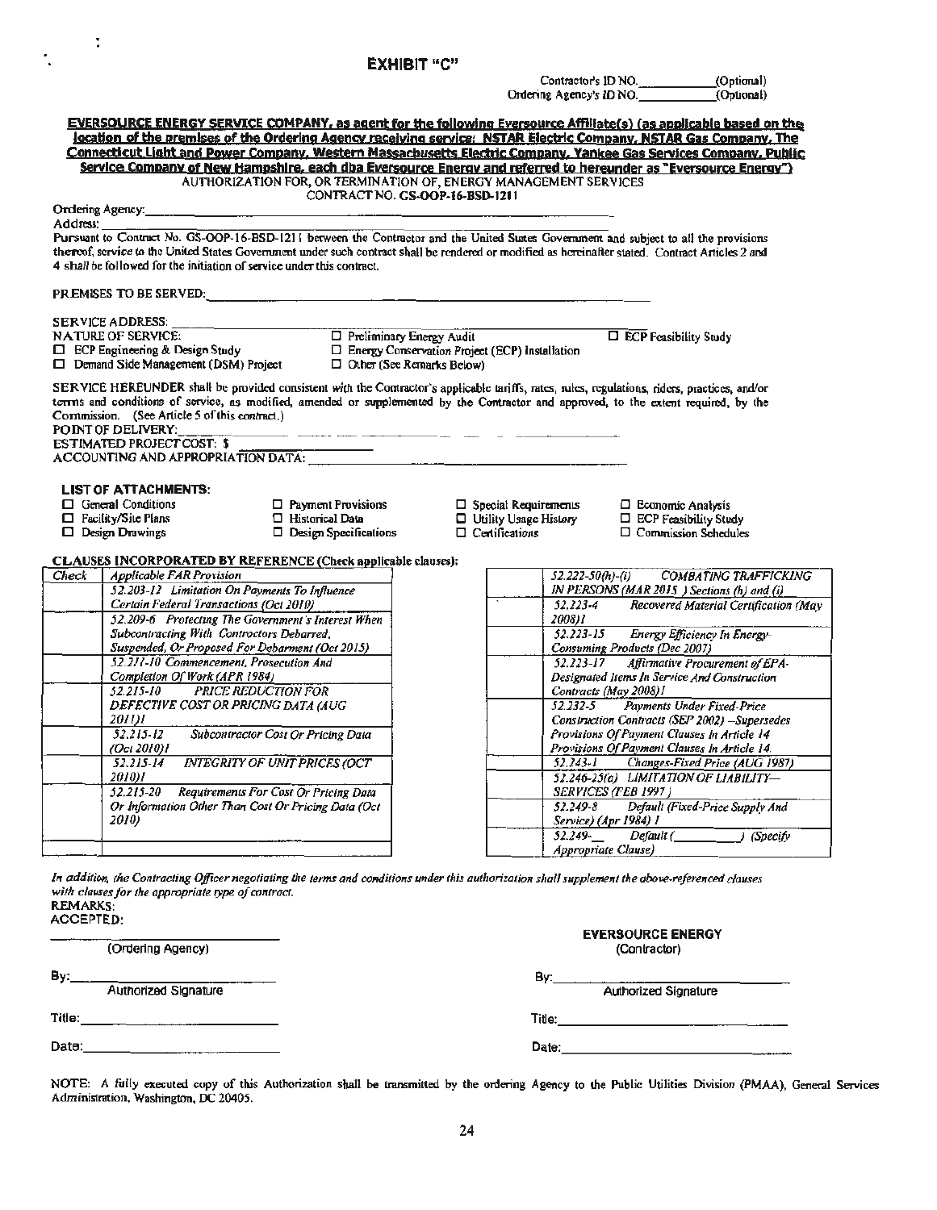# EXHIBIT "C"

Contractor's ID NO.\_\_\_\_\_\_\_\_\_\_(Optional)
Ordering Agency's ID NO.\_\_\_\_\_\_\_\_\_\_(Optional)

**EVERSOURCE ENERGY SERVICE COMPANY, as agent for the following Eversource Affiliate(s) (as applicable based on the location of the premises of the Ordering Agency receiving service: NSTAR Electric Company, NSTAR Gas Company, The Connecticut Light and Power Company, Western Massachusetts Electric Company, Yankee Gas Services Company, Public Service Company of New Hampshire, each dba Eversource Energy and referred to hereunder as "Eversource Energy")**

AUTHORIZATION FOR, OR TERMINATION OF, ENERGY MANAGEMENT SERVICES
CONTRACT NO. GS-OOP-16-BSD-1211

Ordering Agency:\_\_\_\_\_\_\_\_\_\_\_\_\_\_\_\_\_\_\_\_
Address:\_\_\_\_\_\_\_\_\_\_\_\_\_\_\_\_\_\_\_\_

Pursuant to Contract No. GS-OOP-16-BSD-1211 between the Contractor and the United States Government and subject to all the provisions thereof, service to the United States Government under such contract shall be rendered or modified as hereinafter stated. Contract Articles 2 and 4 shall be followed for the initiation of service under this contract.

PREMISES TO BE SERVED:\_\_\_\_\_\_\_\_\_\_\_\_\_\_\_\_\_\_\_\_

SERVICE ADDRESS:\_\_\_\_\_\_\_\_\_\_\_\_\_\_\_\_\_\_\_\_

NATURE OF SERVICE:

- ☐ Preliminary Energy Audit
- ☐ ECP Feasibility Study
- ☐ ECP Engineering & Design Study
- ☐ Energy Conservation Project (ECP) Installation
- ☐ Demand Side Management (DSM) Project
- ☐ Other (See Remarks Below)

SERVICE HEREUNDER shall be provided consistent with the Contractor's applicable tariffs, rates, rules, regulations, riders, practices, and/or terms and conditions of service, as modified, amended or supplemented by the Contractor and approved, to the extent required, by the Commission. (See Article 5 of this contract.)

POINT OF DELIVERY:\_\_\_\_\_\_\_\_\_\_\_\_\_\_\_\_\_\_\_\_
ESTIMATED PROJECT COST: $\_\_\_\_\_\_\_\_\_\_\_\_\_\_\_\_\_\_\_\_
ACCOUNTING AND APPROPRIATION DATA:\_\_\_\_\_\_\_\_\_\_\_\_\_\_\_\_\_\_\_\_

**LIST OF ATTACHMENTS:**

- ☐ General Conditions
- ☐ Payment Provisions
- ☐ Special Requirements
- ☐ Economic Analysis
- ☐ Facility/Site Plans
- ☐ Historical Data
- ☐ Utility Usage History
- ☐ ECP Feasibility Study
- ☐ Design Drawings
- ☐ Design Specifications
- ☐ Certifications
- ☐ Commission Schedules

**CLAUSES INCORPORATED BY REFERENCE (Check applicable clauses):**

| Check | Applicable FAR Provision |
|---|---|
| | *52.203-12 Limitation On Payments To Influence Certain Federal Transactions (Oct 2010)* |
| | *52.209-6 Protecting The Government's Interest When Subcontracting With Contractors Debarred, Suspended, Or Proposed For Debarment (Oct 2015)* |
| | *52.211-10 Commencement, Prosecution And Completion Of Work (APR 1984)* |
| | *52.215-10 PRICE REDUCTION FOR DEFECTIVE COST OR PRICING DATA (AUG 2011)]* |
| | *52.215-12 Subcontractor Cost Or Pricing Data (Oct 2010)]* |
| | *52.215-14 INTEGRITY OF UNIT PRICES (OCT 2010)]* |
| | *52.215-20 Requirements For Cost Or Pricing Data Or Information Other Than Cost Or Pricing Data (Oct 2010)* |
| | |

| Check | Applicable FAR Provision |
|---|---|
| | *52.222-50(h)-(i) COMBATING TRAFFICKING IN PERSONS (MAR 2015 ) Sections (h) and (i)* |
| | *52.223-4 Recovered Material Certification (May 2008)]* |
| | *52.223-15 Energy Efficiency In Energy-Consuming Products (Dec 2007)* |
| | *52.223-17 Affirmative Procurement of EPA-Designated Items In Service And Construction Contracts (May 2008)]* |
| | *52.232-5 Payments Under Fixed-Price Construction Contracts (SEP 2002) –Supersedes Provisions Of Payment Clauses In Article 14 Provisions Of Payment Clauses In Article 14.* |
| | *52.243-1 Changes-Fixed Price (AUG 1987)* |
| | *52.246-25(a) LIMITATION OF LIABILITY—SERVICES (FEB 1997)* |
| | *52.249-8 Default (Fixed-Price Supply And Service) (Apr 1984) ]* |
| | *52.249-\_\_ Default (\_\_\_\_\_\_\_\_\_\_) (Specify Appropriate Clause)* |

*In addition, the Contracting Officer negotiating the terms and conditions under this authorization shall supplement the above-referenced clauses with clauses for the appropriate type of contract.*

REMARKS:

ACCEPTED:

\_\_\_\_\_\_\_\_\_\_\_\_\_\_\_\_\_\_\_\_
(Ordering Agency)

By:\_\_\_\_\_\_\_\_\_\_\_\_\_\_\_\_\_\_\_\_
Authorized Signature

Title:\_\_\_\_\_\_\_\_\_\_\_\_\_\_\_\_\_\_\_\_

Date:\_\_\_\_\_\_\_\_\_\_\_\_\_\_\_\_\_\_\_\_

**EVERSOURCE ENERGY**
(Contractor)

By:\_\_\_\_\_\_\_\_\_\_\_\_\_\_\_\_\_\_\_\_
Authorized Signature

Title:\_\_\_\_\_\_\_\_\_\_\_\_\_\_\_\_\_\_\_\_

Date:\_\_\_\_\_\_\_\_\_\_\_\_\_\_\_\_\_\_\_\_

NOTE: A fully executed copy of this Authorization shall be transmitted by the ordering Agency to the Public Utilities Division (PMAA), General Services Administration, Washington, DC 20405.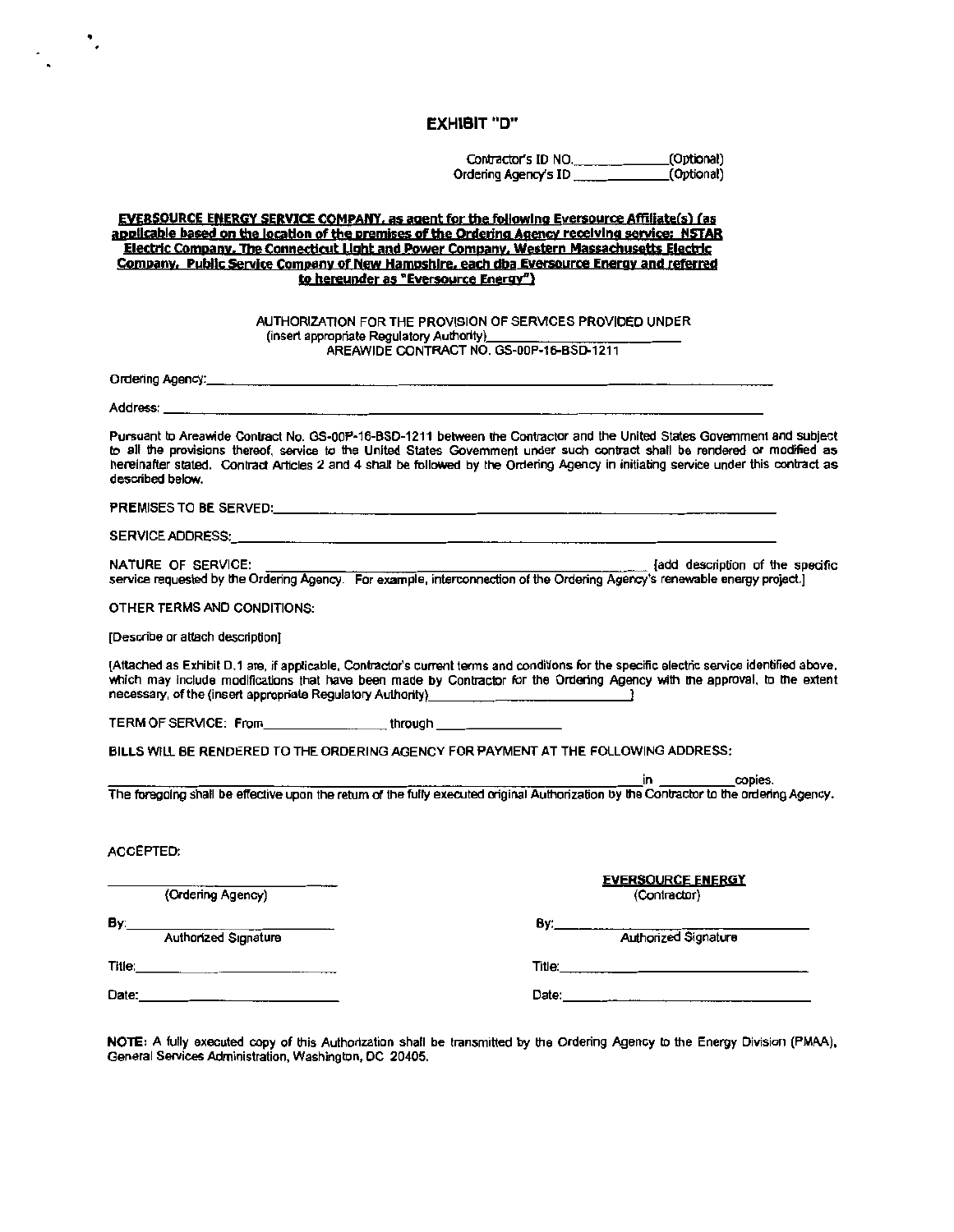# EXHIBIT "D"

Contractor's ID NO.______________(Optional)
Ordering Agency's ID ______________(Optional)

**EVERSOURCE ENERGY SERVICE COMPANY, as agent for the following Eversource Affiliate(s) (as applicable based on the location of the premises of the Ordering Agency receiving service: NSTAR Electric Company, The Connecticut Light and Power Company, Western Massachusetts Electric Company, Public Service Company of New Hampshire, each dba Eversource Energy and referred to hereunder as "Eversource Energy")**

AUTHORIZATION FOR THE PROVISION OF SERVICES PROVIDED UNDER
(insert appropriate Regulatory Authority)____________________________
AREAWIDE CONTRACT NO. GS-00P-16-BSD-1211

Ordering Agency:________________________________________________________________

Address: ________________________________________________________________

Pursuant to Areawide Contract No. GS-00P-16-BSD-1211 between the Contractor and the United States Government and subject to all the provisions thereof, service to the United States Government under such contract shall be rendered or modified as hereinafter stated. Contract Articles 2 and 4 shall be followed by the Ordering Agency in initiating service under this contract as described below.

PREMISES TO BE SERVED:________________________________________________________________

SERVICE ADDRESS:________________________________________________________________

NATURE OF SERVICE: ______________________________________________ [add description of the specific service requested by the Ordering Agency. For example, interconnection of the Ordering Agency's renewable energy project.]

OTHER TERMS AND CONDITIONS:

[Describe or attach description]

[Attached as Exhibit D.1 are, if applicable, Contractor's current terms and conditions for the specific electric service identified above, which may include modifications that have been made by Contractor for the Ordering Agency with the approval, to the extent necessary, of the (insert appropriate Regulatory Authority)______________________________]

TERM OF SERVICE: From________________ through ________________

BILLS WILL BE RENDERED TO THE ORDERING AGENCY FOR PAYMENT AT THE FOLLOWING ADDRESS:

______________________________________________________________ in __________copies.

The foregoing shall be effective upon the return of the fully executed original Authorization by the Contractor to the ordering Agency.

ACCEPTED:

______________________________
(Ordering Agency)

By:____________________________
Authorized Signature

Title:__________________________

Date:__________________________

**EVERSOURCE ENERGY**
(Contractor)

By:____________________________
Authorized Signature

Title:__________________________

Date:__________________________

**NOTE:** A fully executed copy of this Authorization shall be transmitted by the Ordering Agency to the Energy Division (PMAA), General Services Administration, Washington, DC 20405.